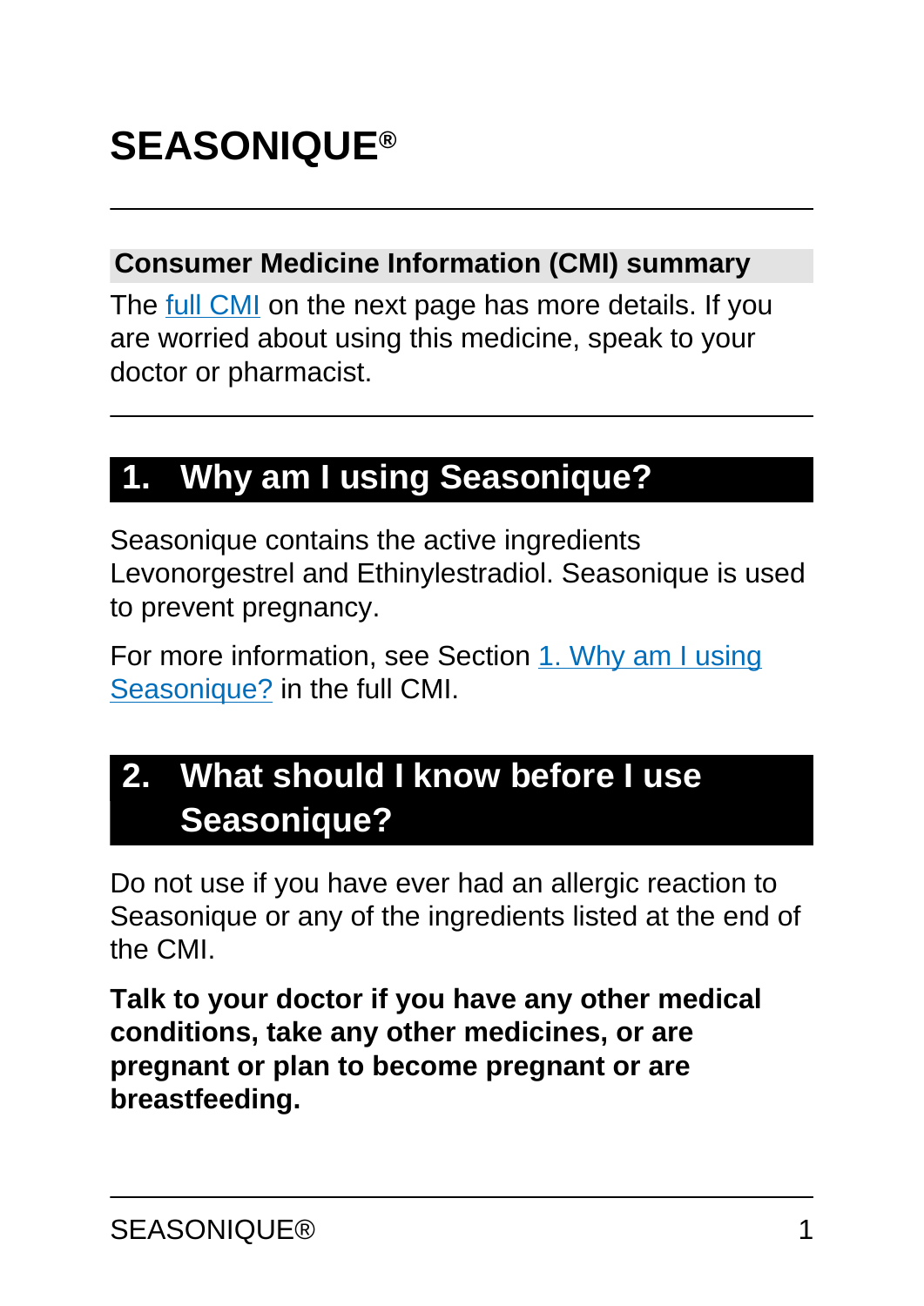# SEASONIQUE®

## Consumer Medicine Information (CMI) summary

The full CMI on the next page has more details. If you are worried about using this medicine, speak to your doctor or pharmacist.

## 1. Why am I using Seasonique?

Seasonique contains the active ingredients Levonorgestrel and Ethinylestradiol. Seasonique is used to prevent pregnancy.

For more information, see Section 1. Why am I using Seasonique? in the full CMI.

## 2. What should I know before I use Seasonique?

Do not use if you have ever had an allergic reaction to Seasonique or any of the ingredients listed at the end of the CMI.

**Talk to your doctor if you have any other medical conditions, take any other medicines, or are pregnant or plan to become pregnant or are breastfeeding.**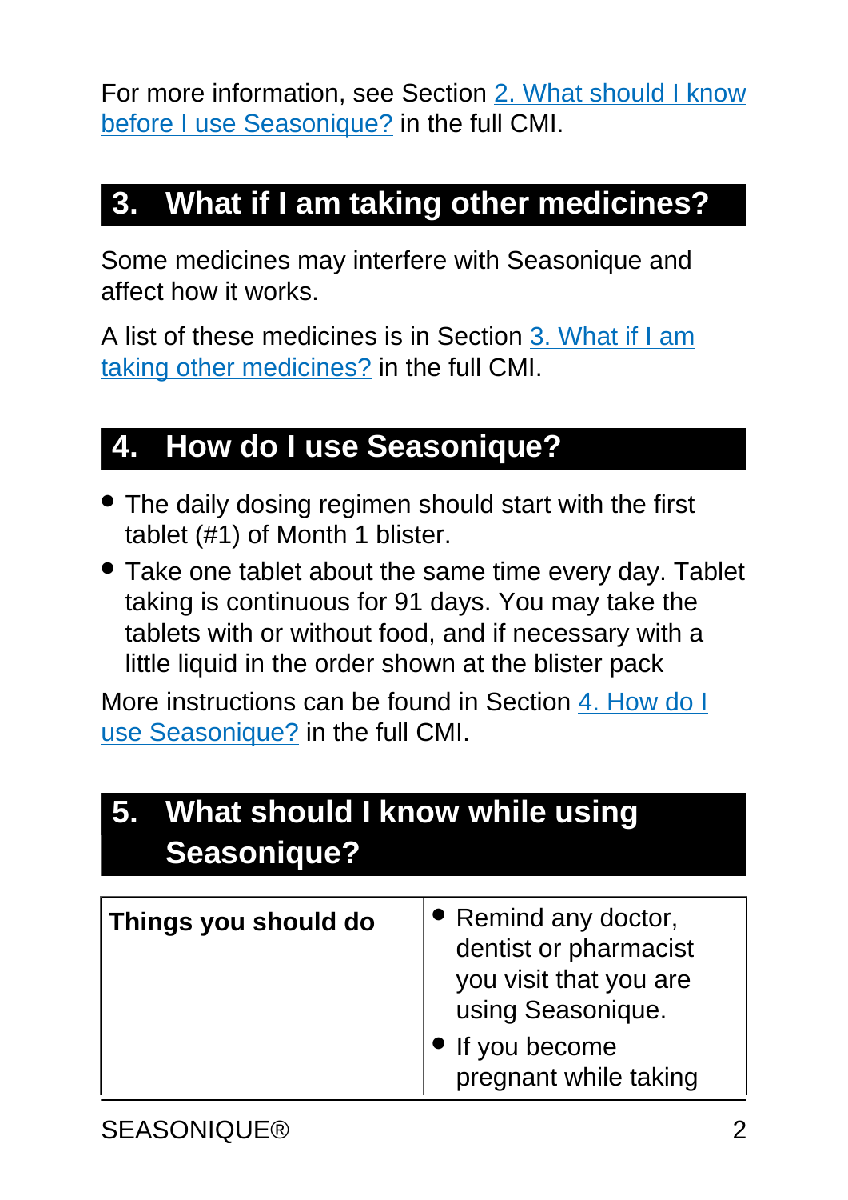For more information, see Section 2. What should I know before I use Seasonique? in the full CMI.

## 3. What if I am taking other medicines?

Some medicines may interfere with Seasonique and affect how it works.

A list of these medicines is in Section 3. What if I am taking other medicines? in the full CMI.

## 4. How do I use Seasonique?

- The daily dosing regimen should start with the first tablet (#1) of Month 1 blister.
- Take one tablet about the same time every day. Tablet taking is continuous for 91 days. You may take the tablets with or without food, and if necessary with a little liquid in the order shown at the blister pack

More instructions can be found in Section 4. How do I use Seasonique? in the full CMI.

## 5. What should I know while using Seasonique?

| **Things you should do** | • Remind any doctor, dentist or pharmacist you visit that you are using Seasonique.<br>• If you become pregnant while taking |
|---|---|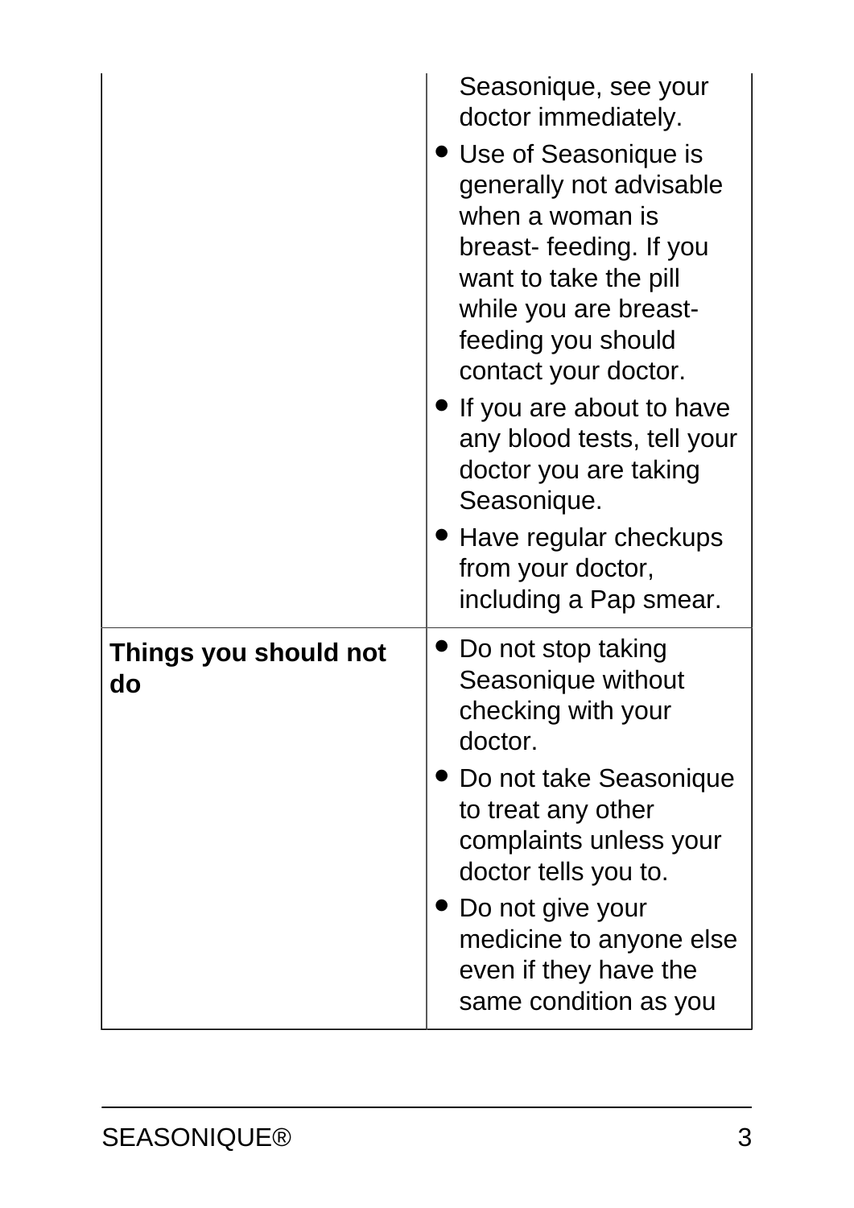| | |
|---|---|
| | Seasonique, see your doctor immediately.<br>• Use of Seasonique is generally not advisable when a woman is breast- feeding. If you want to take the pill while you are breast-feeding you should contact your doctor.<br>• If you are about to have any blood tests, tell your doctor you are taking Seasonique.<br>• Have regular checkups from your doctor, including a Pap smear. |
| **Things you should not do** | • Do not stop taking Seasonique without checking with your doctor.<br>• Do not take Seasonique to treat any other complaints unless your doctor tells you to.<br>• Do not give your medicine to anyone else even if they have the same condition as you |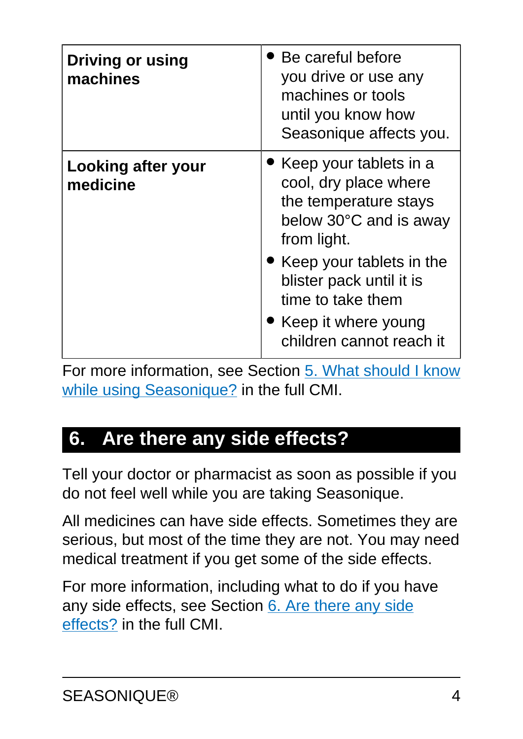| **Driving or using machines** | • Be careful before you drive or use any machines or tools until you know how Seasonique affects you. |
|---|---|
| **Looking after your medicine** | • Keep your tablets in a cool, dry place where the temperature stays below 30°C and is away from light.<br>• Keep your tablets in the blister pack until it is time to take them<br>• Keep it where young children cannot reach it |

For more information, see Section 5. What should I know while using Seasonique? in the full CMI.

## 6. Are there any side effects?

Tell your doctor or pharmacist as soon as possible if you do not feel well while you are taking Seasonique.

All medicines can have side effects. Sometimes they are serious, but most of the time they are not. You may need medical treatment if you get some of the side effects.

For more information, including what to do if you have any side effects, see Section 6. Are there any side effects? in the full CMI.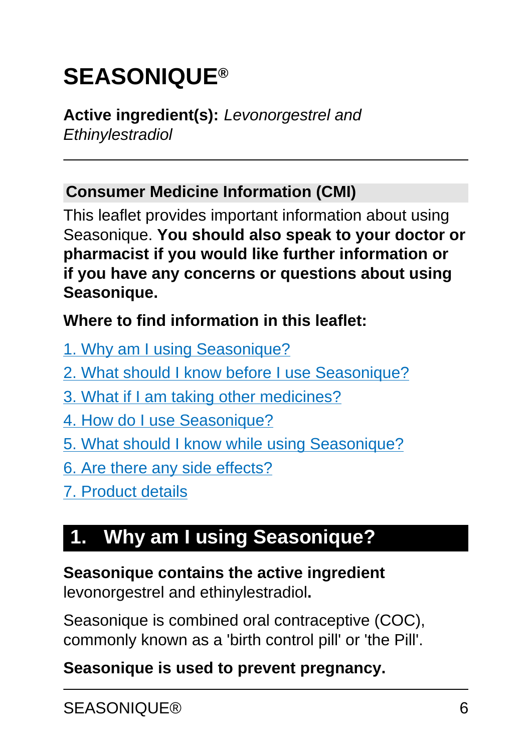# SEASONIQUE®

**Active ingredient(s):** *Levonorgestrel and Ethinylestradiol*

---

## Consumer Medicine Information (CMI)

This leaflet provides important information about using Seasonique. **You should also speak to your doctor or pharmacist if you would like further information or if you have any concerns or questions about using Seasonique.**

**Where to find information in this leaflet:**

1. Why am I using Seasonique?
2. What should I know before I use Seasonique?
3. What if I am taking other medicines?
4. How do I use Seasonique?
5. What should I know while using Seasonique?
6. Are there any side effects?
7. Product details

## 1. Why am I using Seasonique?

**Seasonique contains the active ingredient** levonorgestrel and ethinylestradiol**.**

Seasonique is combined oral contraceptive (COC), commonly known as a 'birth control pill' or 'the Pill'.

**Seasonique is used to prevent pregnancy.**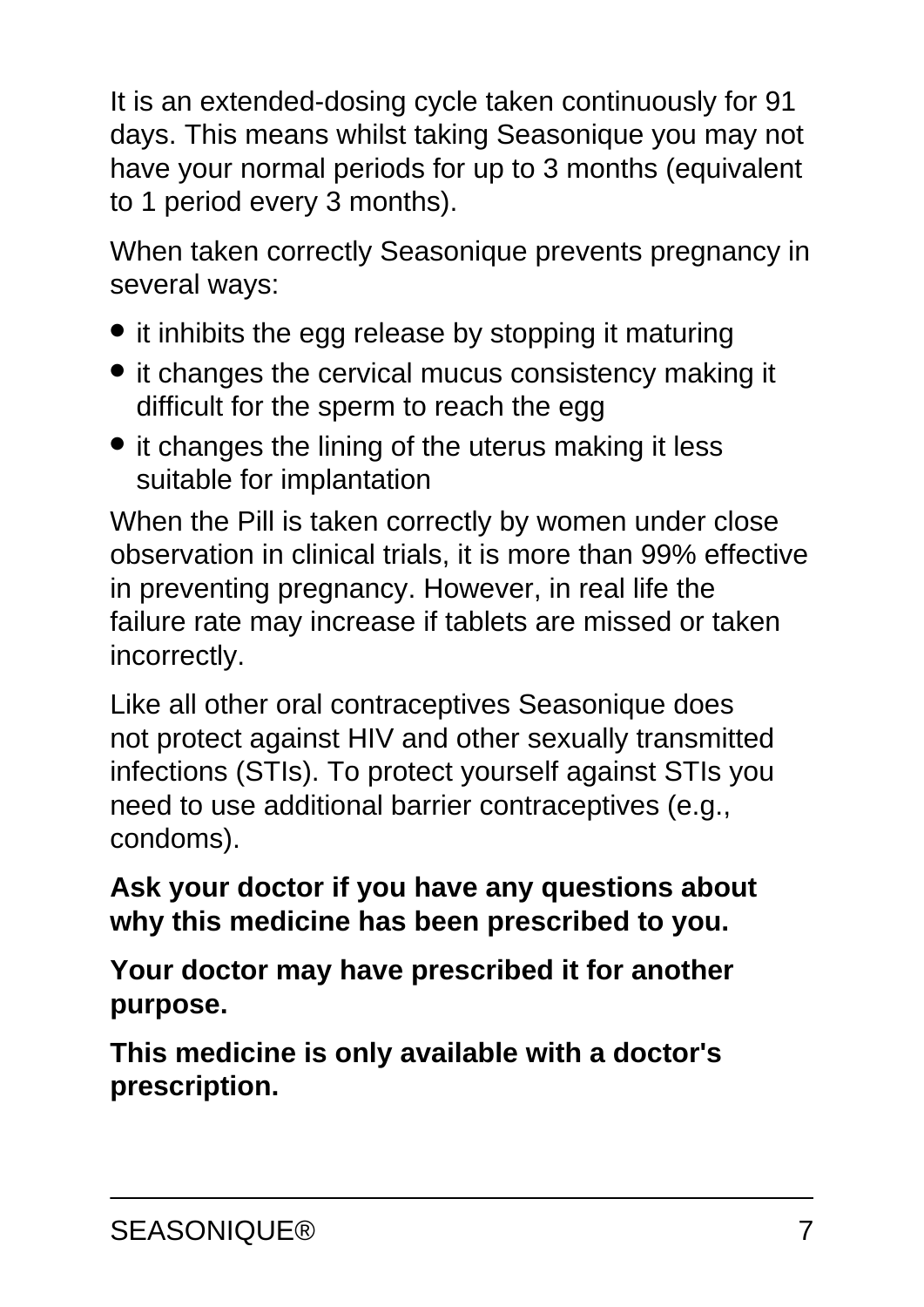It is an extended-dosing cycle taken continuously for 91 days. This means whilst taking Seasonique you may not have your normal periods for up to 3 months (equivalent to 1 period every 3 months).

When taken correctly Seasonique prevents pregnancy in several ways:

- it inhibits the egg release by stopping it maturing
- it changes the cervical mucus consistency making it difficult for the sperm to reach the egg
- it changes the lining of the uterus making it less suitable for implantation

When the Pill is taken correctly by women under close observation in clinical trials, it is more than 99% effective in preventing pregnancy. However, in real life the failure rate may increase if tablets are missed or taken incorrectly.

Like all other oral contraceptives Seasonique does not protect against HIV and other sexually transmitted infections (STIs). To protect yourself against STIs you need to use additional barrier contraceptives (e.g., condoms).

**Ask your doctor if you have any questions about why this medicine has been prescribed to you.**

**Your doctor may have prescribed it for another purpose.**

**This medicine is only available with a doctor's prescription.**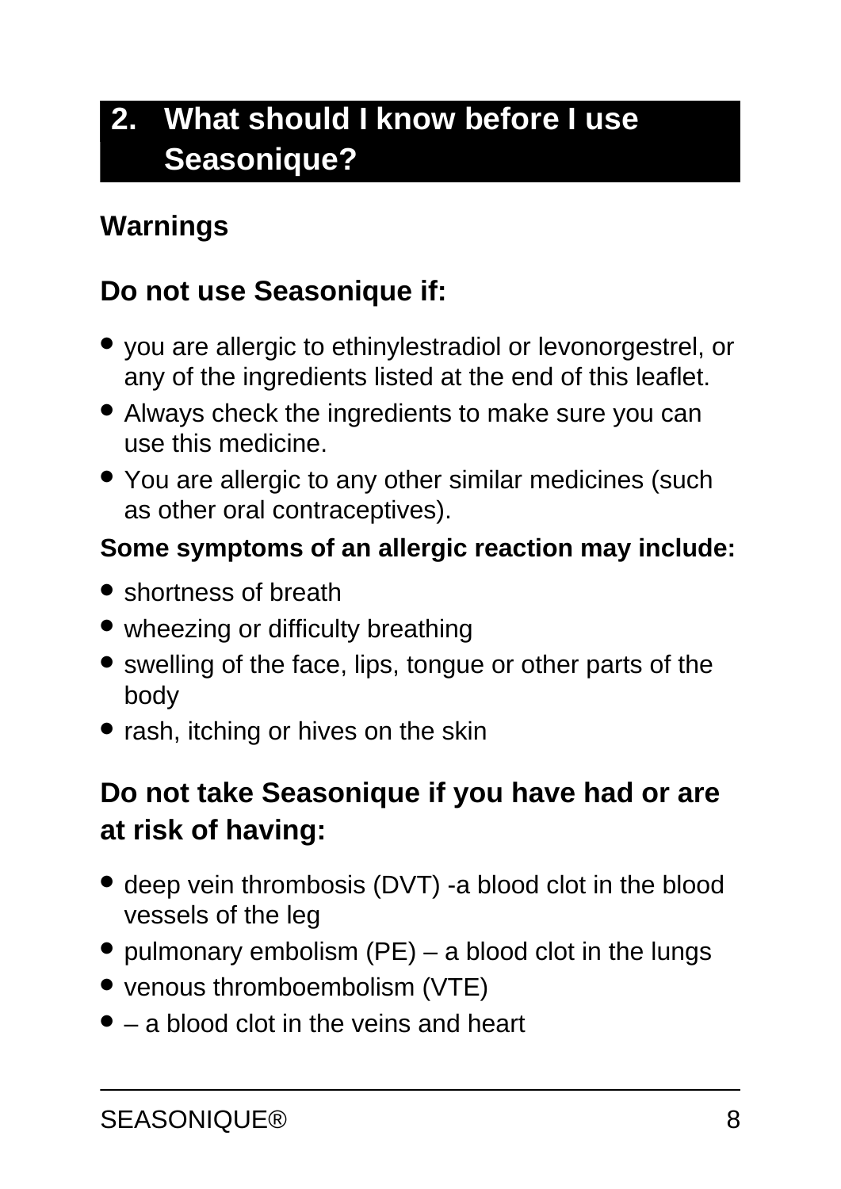## 2. What should I know before I use Seasonique?

### Warnings

### Do not use Seasonique if:

- you are allergic to ethinylestradiol or levonorgestrel, or any of the ingredients listed at the end of this leaflet.
- Always check the ingredients to make sure you can use this medicine.
- You are allergic to any other similar medicines (such as other oral contraceptives).

**Some symptoms of an allergic reaction may include:**

- shortness of breath
- wheezing or difficulty breathing
- swelling of the face, lips, tongue or other parts of the body
- rash, itching or hives on the skin

### Do not take Seasonique if you have had or are at risk of having:

- deep vein thrombosis (DVT) -a blood clot in the blood vessels of the leg
- pulmonary embolism (PE) – a blood clot in the lungs
- venous thromboembolism (VTE)
- – a blood clot in the veins and heart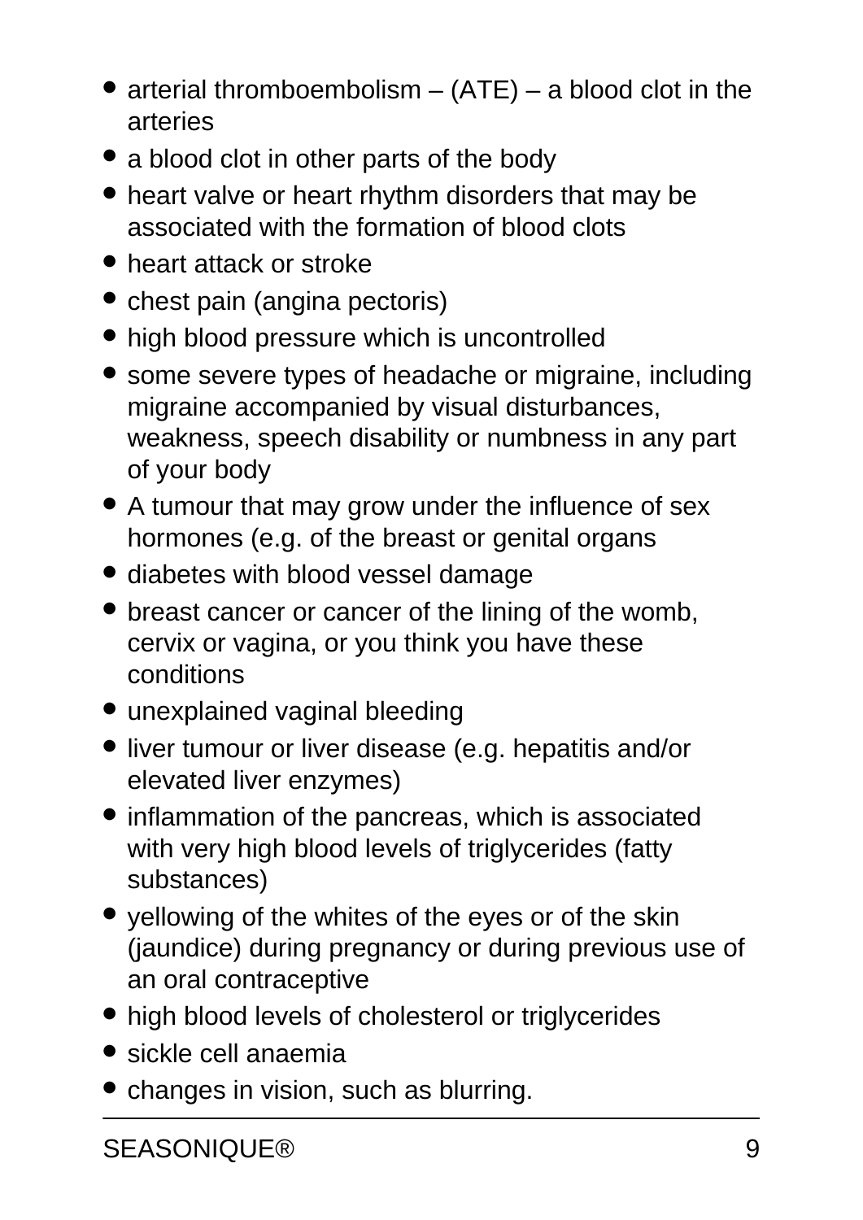- arterial thromboembolism – (ATE) – a blood clot in the arteries
- a blood clot in other parts of the body
- heart valve or heart rhythm disorders that may be associated with the formation of blood clots
- heart attack or stroke
- chest pain (angina pectoris)
- high blood pressure which is uncontrolled
- some severe types of headache or migraine, including migraine accompanied by visual disturbances, weakness, speech disability or numbness in any part of your body
- A tumour that may grow under the influence of sex hormones (e.g. of the breast or genital organs
- diabetes with blood vessel damage
- breast cancer or cancer of the lining of the womb, cervix or vagina, or you think you have these conditions
- unexplained vaginal bleeding
- liver tumour or liver disease (e.g. hepatitis and/or elevated liver enzymes)
- inflammation of the pancreas, which is associated with very high blood levels of triglycerides (fatty substances)
- yellowing of the whites of the eyes or of the skin (jaundice) during pregnancy or during previous use of an oral contraceptive
- high blood levels of cholesterol or triglycerides
- sickle cell anaemia
- changes in vision, such as blurring.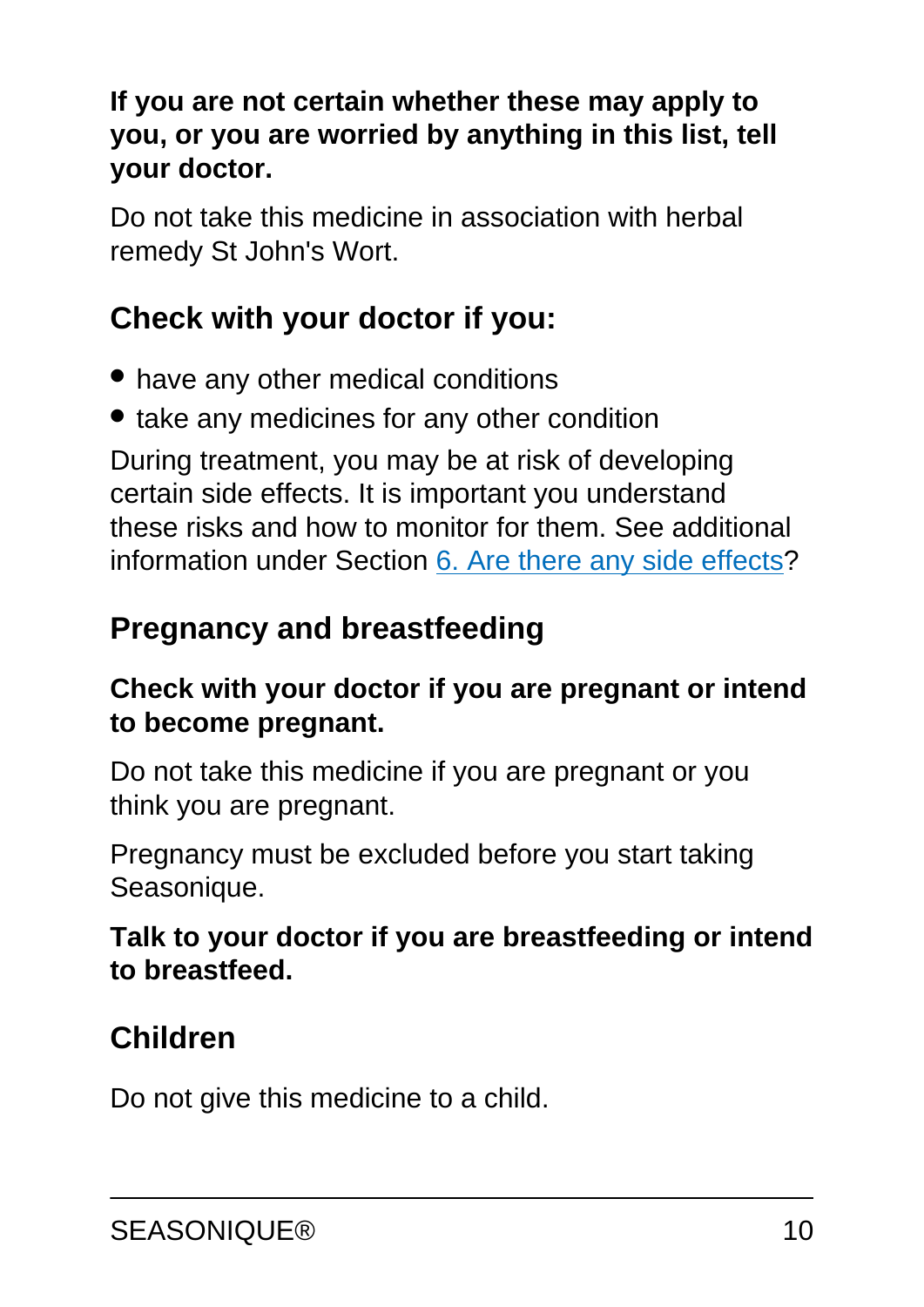**If you are not certain whether these may apply to you, or you are worried by anything in this list, tell your doctor.**

Do not take this medicine in association with herbal remedy St John's Wort.

### Check with your doctor if you:

- have any other medical conditions
- take any medicines for any other condition

During treatment, you may be at risk of developing certain side effects. It is important you understand these risks and how to monitor for them. See additional information under Section 6. Are there any side effects?

### Pregnancy and breastfeeding

**Check with your doctor if you are pregnant or intend to become pregnant.**

Do not take this medicine if you are pregnant or you think you are pregnant.

Pregnancy must be excluded before you start taking Seasonique.

**Talk to your doctor if you are breastfeeding or intend to breastfeed.**

### Children

Do not give this medicine to a child.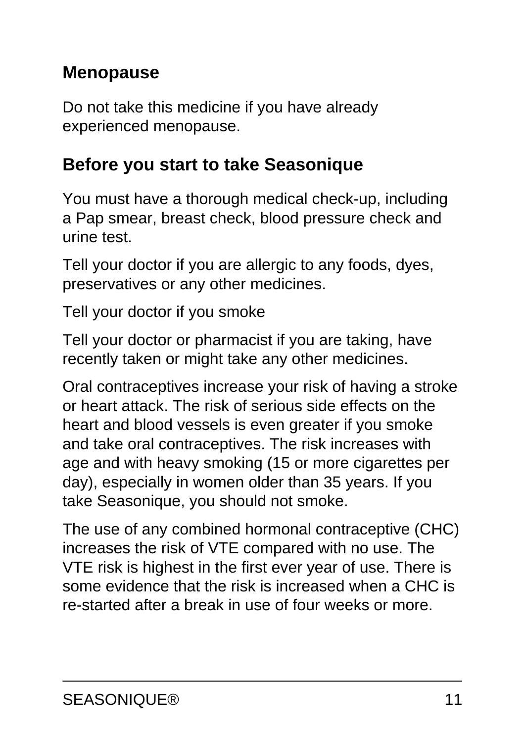## Menopause

Do not take this medicine if you have already experienced menopause.

## Before you start to take Seasonique

You must have a thorough medical check-up, including a Pap smear, breast check, blood pressure check and urine test.

Tell your doctor if you are allergic to any foods, dyes, preservatives or any other medicines.

Tell your doctor if you smoke

Tell your doctor or pharmacist if you are taking, have recently taken or might take any other medicines.

Oral contraceptives increase your risk of having a stroke or heart attack. The risk of serious side effects on the heart and blood vessels is even greater if you smoke and take oral contraceptives. The risk increases with age and with heavy smoking (15 or more cigarettes per day), especially in women older than 35 years. If you take Seasonique, you should not smoke.

The use of any combined hormonal contraceptive (CHC) increases the risk of VTE compared with no use. The VTE risk is highest in the first ever year of use. There is some evidence that the risk is increased when a CHC is re-started after a break in use of four weeks or more.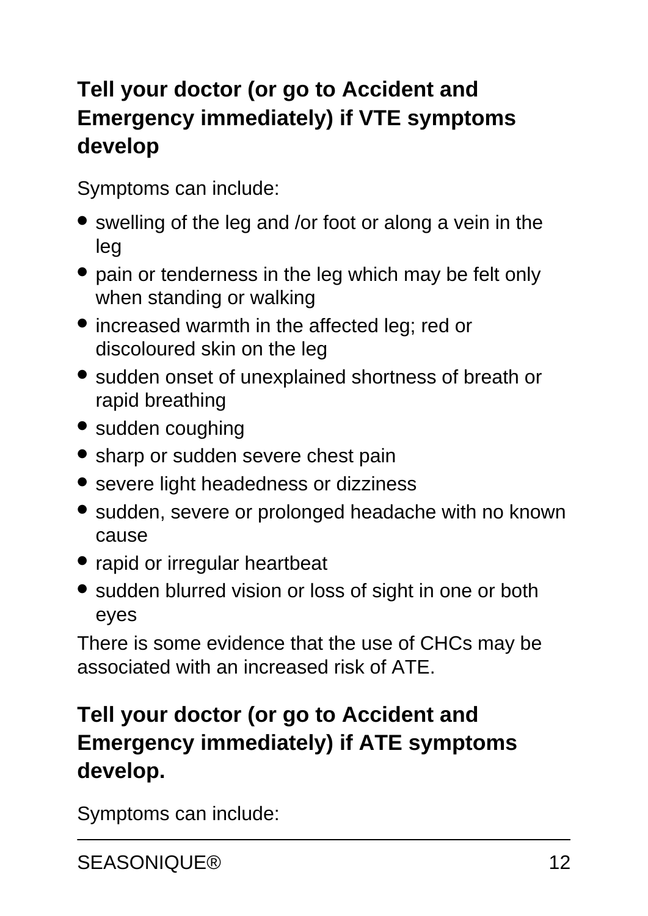### Tell your doctor (or go to Accident and Emergency immediately) if VTE symptoms develop

Symptoms can include:

- swelling of the leg and /or foot or along a vein in the leg
- pain or tenderness in the leg which may be felt only when standing or walking
- increased warmth in the affected leg; red or discoloured skin on the leg
- sudden onset of unexplained shortness of breath or rapid breathing
- sudden coughing
- sharp or sudden severe chest pain
- severe light headedness or dizziness
- sudden, severe or prolonged headache with no known cause
- rapid or irregular heartbeat
- sudden blurred vision or loss of sight in one or both eyes

There is some evidence that the use of CHCs may be associated with an increased risk of ATE.

### Tell your doctor (or go to Accident and Emergency immediately) if ATE symptoms develop.

Symptoms can include: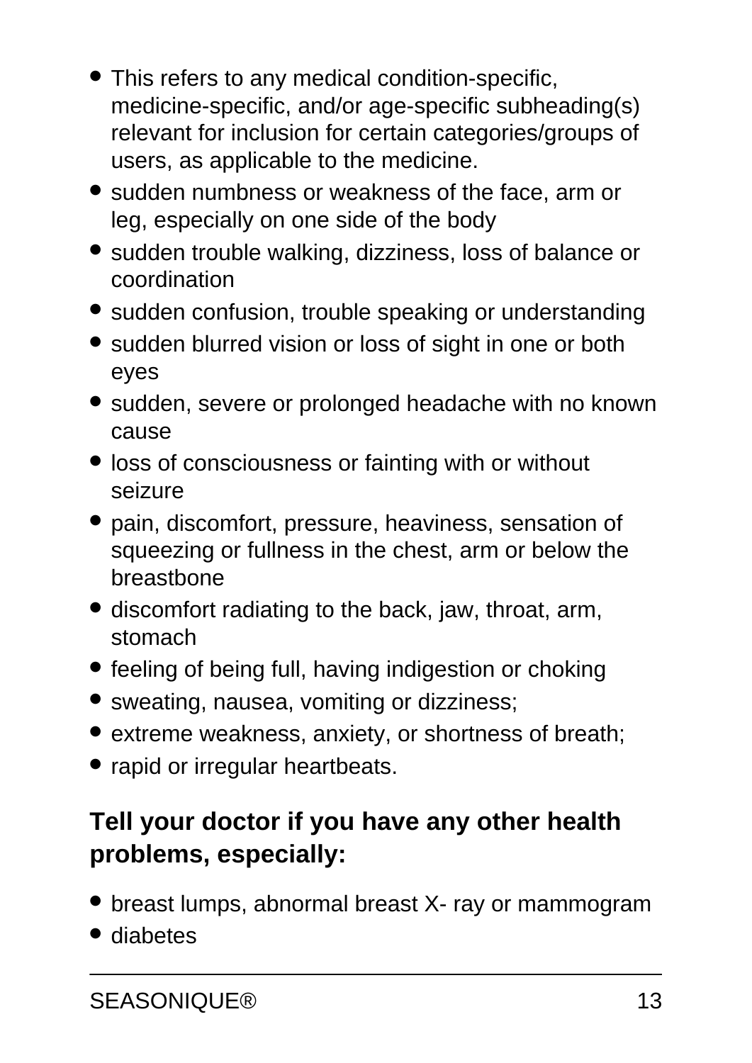- This refers to any medical condition-specific, medicine-specific, and/or age-specific subheading(s) relevant for inclusion for certain categories/groups of users, as applicable to the medicine.
- sudden numbness or weakness of the face, arm or leg, especially on one side of the body
- sudden trouble walking, dizziness, loss of balance or coordination
- sudden confusion, trouble speaking or understanding
- sudden blurred vision or loss of sight in one or both eyes
- sudden, severe or prolonged headache with no known cause
- loss of consciousness or fainting with or without seizure
- pain, discomfort, pressure, heaviness, sensation of squeezing or fullness in the chest, arm or below the breastbone
- discomfort radiating to the back, jaw, throat, arm, stomach
- feeling of being full, having indigestion or choking
- sweating, nausea, vomiting or dizziness;
- extreme weakness, anxiety, or shortness of breath;
- rapid or irregular heartbeats.

**Tell your doctor if you have any other health problems, especially:**

- breast lumps, abnormal breast X- ray or mammogram
- diabetes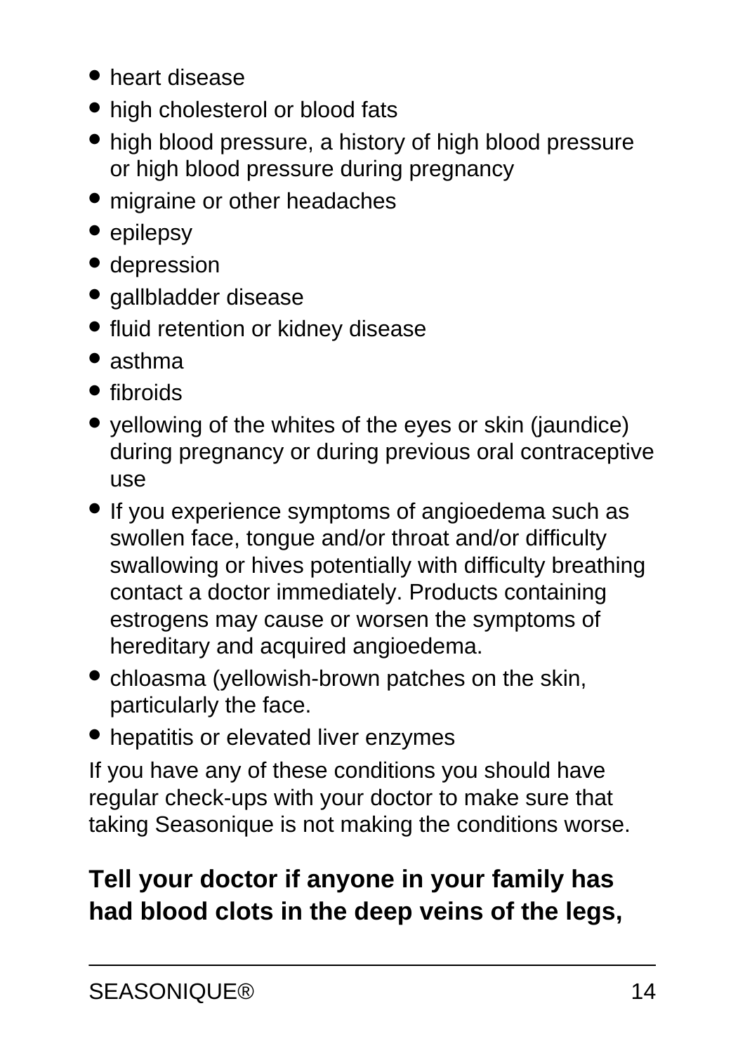- heart disease
- high cholesterol or blood fats
- high blood pressure, a history of high blood pressure or high blood pressure during pregnancy
- migraine or other headaches
- epilepsy
- depression
- gallbladder disease
- fluid retention or kidney disease
- asthma
- fibroids
- yellowing of the whites of the eyes or skin (jaundice) during pregnancy or during previous oral contraceptive use
- If you experience symptoms of angioedema such as swollen face, tongue and/or throat and/or difficulty swallowing or hives potentially with difficulty breathing contact a doctor immediately. Products containing estrogens may cause or worsen the symptoms of hereditary and acquired angioedema.
- chloasma (yellowish-brown patches on the skin, particularly the face.
- hepatitis or elevated liver enzymes

If you have any of these conditions you should have regular check-ups with your doctor to make sure that taking Seasonique is not making the conditions worse.

**Tell your doctor if anyone in your family has had blood clots in the deep veins of the legs,**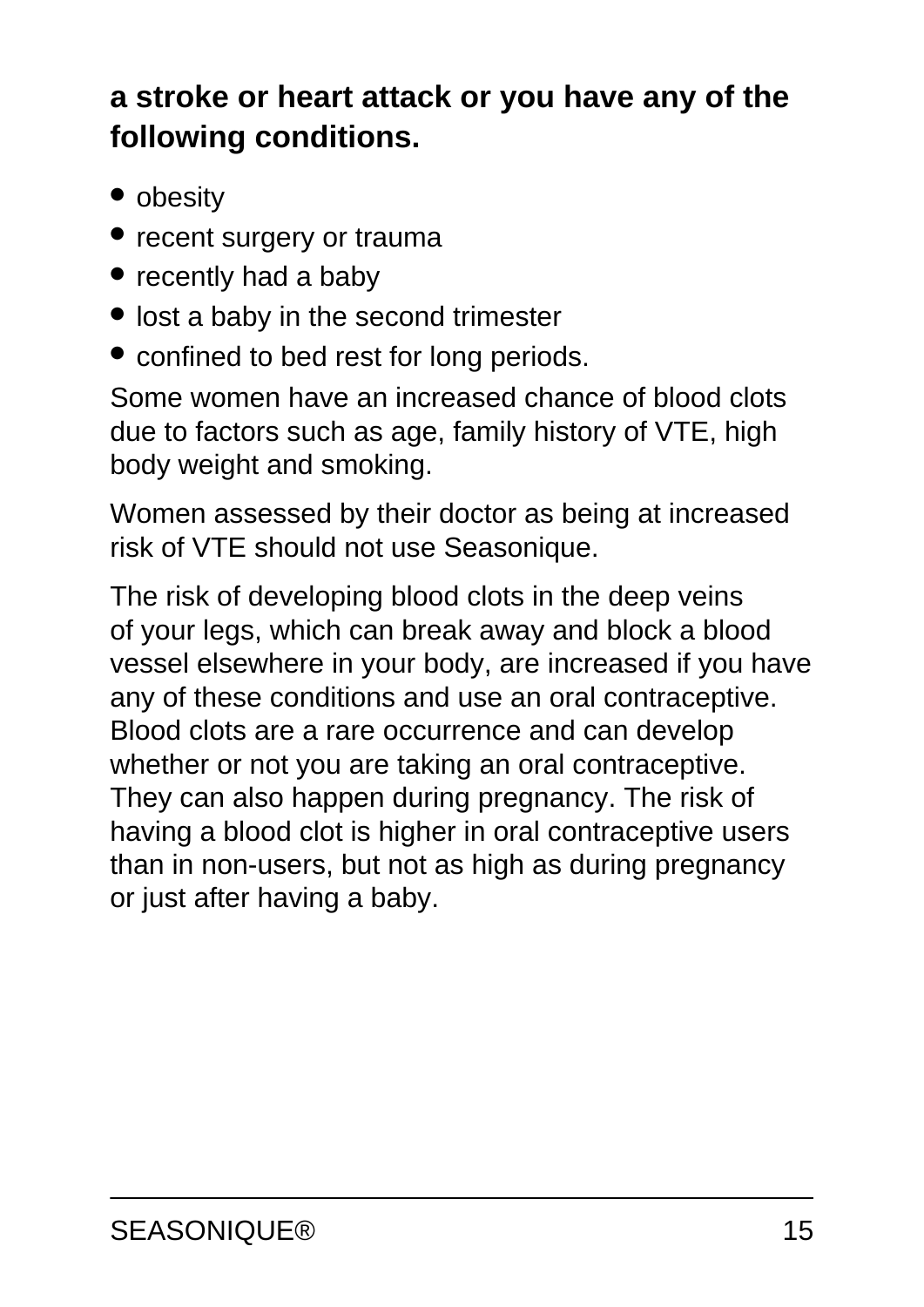**a stroke or heart attack or you have any of the following conditions.**

- obesity
- recent surgery or trauma
- recently had a baby
- lost a baby in the second trimester
- confined to bed rest for long periods.

Some women have an increased chance of blood clots due to factors such as age, family history of VTE, high body weight and smoking.

Women assessed by their doctor as being at increased risk of VTE should not use Seasonique.

The risk of developing blood clots in the deep veins of your legs, which can break away and block a blood vessel elsewhere in your body, are increased if you have any of these conditions and use an oral contraceptive. Blood clots are a rare occurrence and can develop whether or not you are taking an oral contraceptive. They can also happen during pregnancy. The risk of having a blood clot is higher in oral contraceptive users than in non-users, but not as high as during pregnancy or just after having a baby.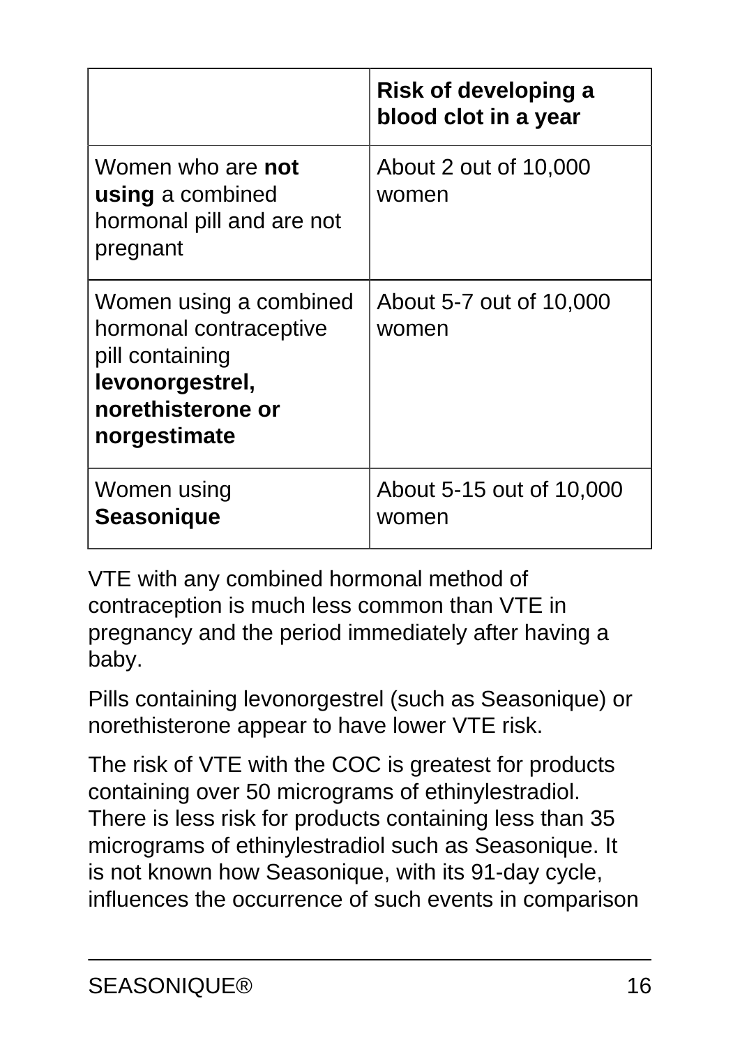| | **Risk of developing a blood clot in a year** |
|---|---|
| Women who are **not using** a combined hormonal pill and are not pregnant | About 2 out of 10,000 women |
| Women using a combined hormonal contraceptive pill containing **levonorgestrel, norethisterone or norgestimate** | About 5-7 out of 10,000 women |
| Women using **Seasonique** | About 5-15 out of 10,000 women |

VTE with any combined hormonal method of contraception is much less common than VTE in pregnancy and the period immediately after having a baby.

Pills containing levonorgestrel (such as Seasonique) or norethisterone appear to have lower VTE risk.

The risk of VTE with the COC is greatest for products containing over 50 micrograms of ethinylestradiol. There is less risk for products containing less than 35 micrograms of ethinylestradiol such as Seasonique. It is not known how Seasonique, with its 91-day cycle, influences the occurrence of such events in comparison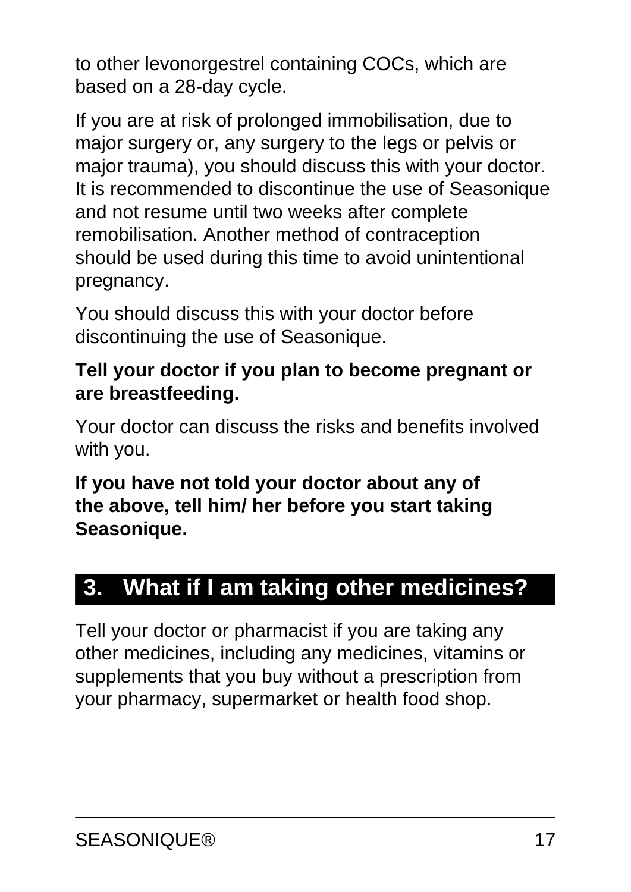to other levonorgestrel containing COCs, which are based on a 28-day cycle.

If you are at risk of prolonged immobilisation, due to major surgery or, any surgery to the legs or pelvis or major trauma), you should discuss this with your doctor. It is recommended to discontinue the use of Seasonique and not resume until two weeks after complete remobilisation. Another method of contraception should be used during this time to avoid unintentional pregnancy.

You should discuss this with your doctor before discontinuing the use of Seasonique.

**Tell your doctor if you plan to become pregnant or are breastfeeding.**

Your doctor can discuss the risks and benefits involved with you.

**If you have not told your doctor about any of the above, tell him/ her before you start taking Seasonique.**

## 3. What if I am taking other medicines?

Tell your doctor or pharmacist if you are taking any other medicines, including any medicines, vitamins or supplements that you buy without a prescription from your pharmacy, supermarket or health food shop.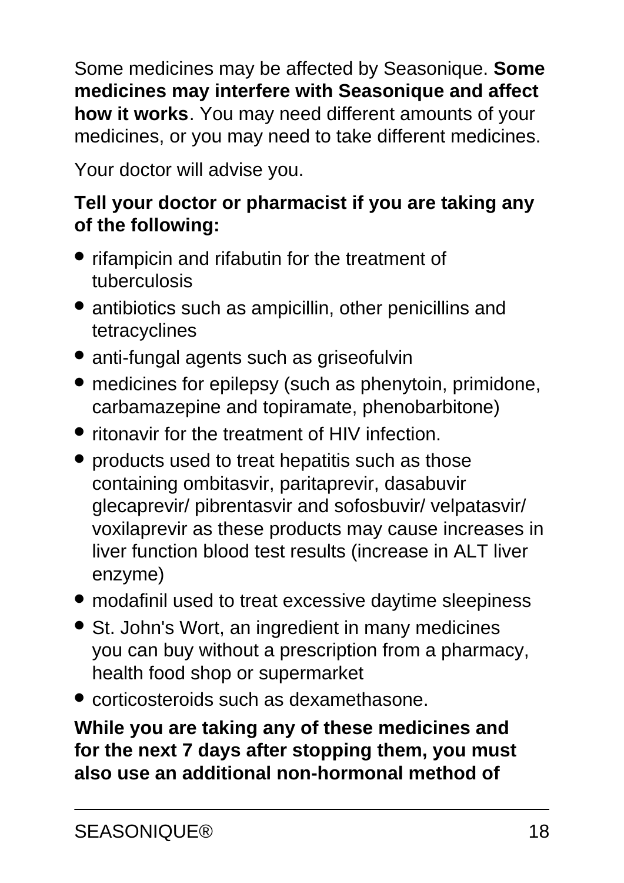Some medicines may be affected by Seasonique. **Some medicines may interfere with Seasonique and affect how it works**. You may need different amounts of your medicines, or you may need to take different medicines.

Your doctor will advise you.

**Tell your doctor or pharmacist if you are taking any of the following:**

- rifampicin and rifabutin for the treatment of tuberculosis
- antibiotics such as ampicillin, other penicillins and tetracyclines
- anti-fungal agents such as griseofulvin
- medicines for epilepsy (such as phenytoin, primidone, carbamazepine and topiramate, phenobarbitone)
- ritonavir for the treatment of HIV infection.
- products used to treat hepatitis such as those containing ombitasvir, paritaprevir, dasabuvir glecaprevir/ pibrentasvir and sofosbuvir/ velpatasvir/ voxilaprevir as these products may cause increases in liver function blood test results (increase in ALT liver enzyme)
- modafinil used to treat excessive daytime sleepiness
- St. John's Wort, an ingredient in many medicines you can buy without a prescription from a pharmacy, health food shop or supermarket
- corticosteroids such as dexamethasone.

**While you are taking any of these medicines and for the next 7 days after stopping them, you must also use an additional non-hormonal method of**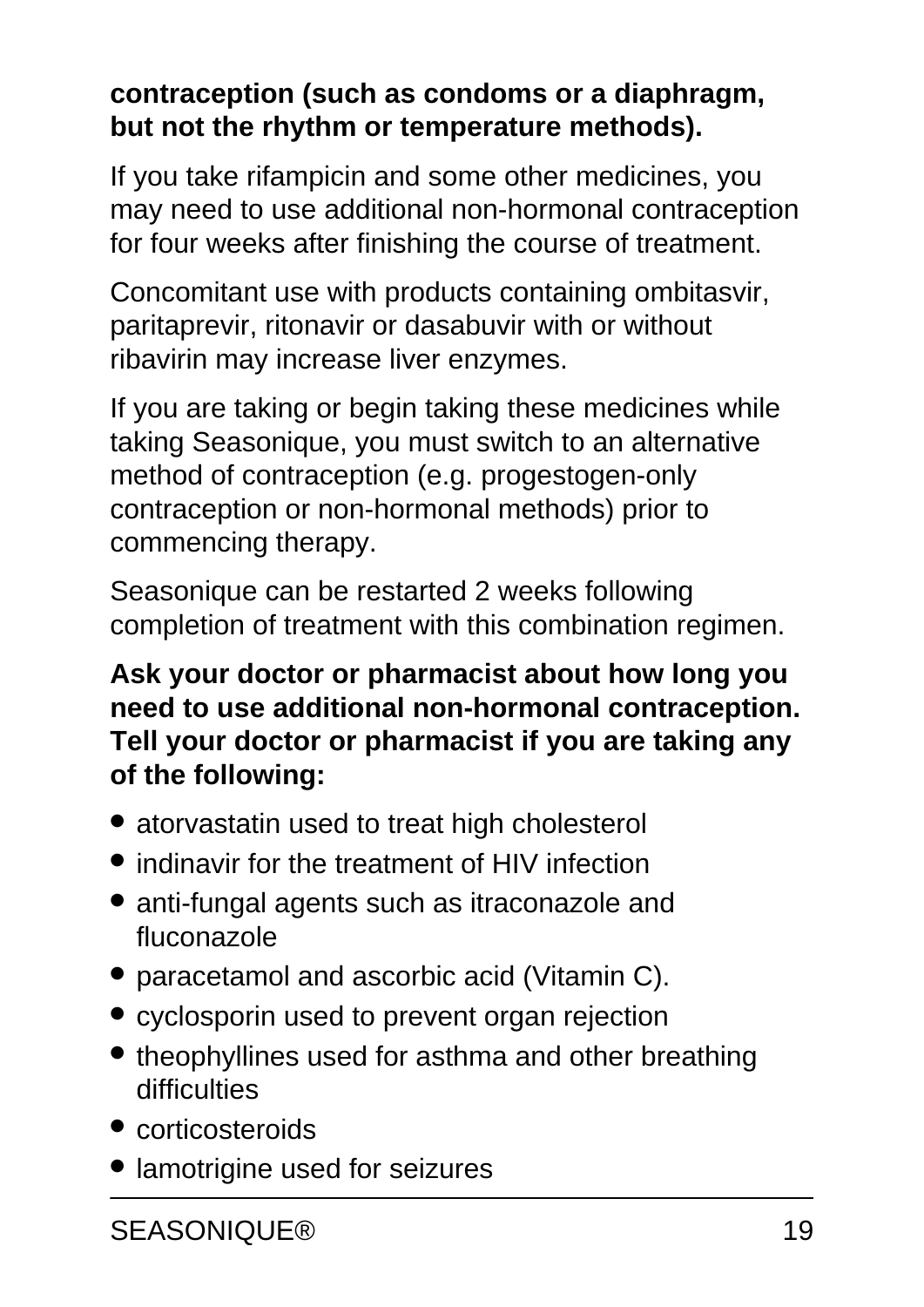**contraception (such as condoms or a diaphragm, but not the rhythm or temperature methods).**

If you take rifampicin and some other medicines, you may need to use additional non-hormonal contraception for four weeks after finishing the course of treatment.

Concomitant use with products containing ombitasvir, paritaprevir, ritonavir or dasabuvir with or without ribavirin may increase liver enzymes.

If you are taking or begin taking these medicines while taking Seasonique, you must switch to an alternative method of contraception (e.g. progestogen-only contraception or non-hormonal methods) prior to commencing therapy.

Seasonique can be restarted 2 weeks following completion of treatment with this combination regimen.

**Ask your doctor or pharmacist about how long you need to use additional non-hormonal contraception. Tell your doctor or pharmacist if you are taking any of the following:**

- atorvastatin used to treat high cholesterol
- indinavir for the treatment of HIV infection
- anti-fungal agents such as itraconazole and fluconazole
- paracetamol and ascorbic acid (Vitamin C).
- cyclosporin used to prevent organ rejection
- theophyllines used for asthma and other breathing difficulties
- corticosteroids
- lamotrigine used for seizures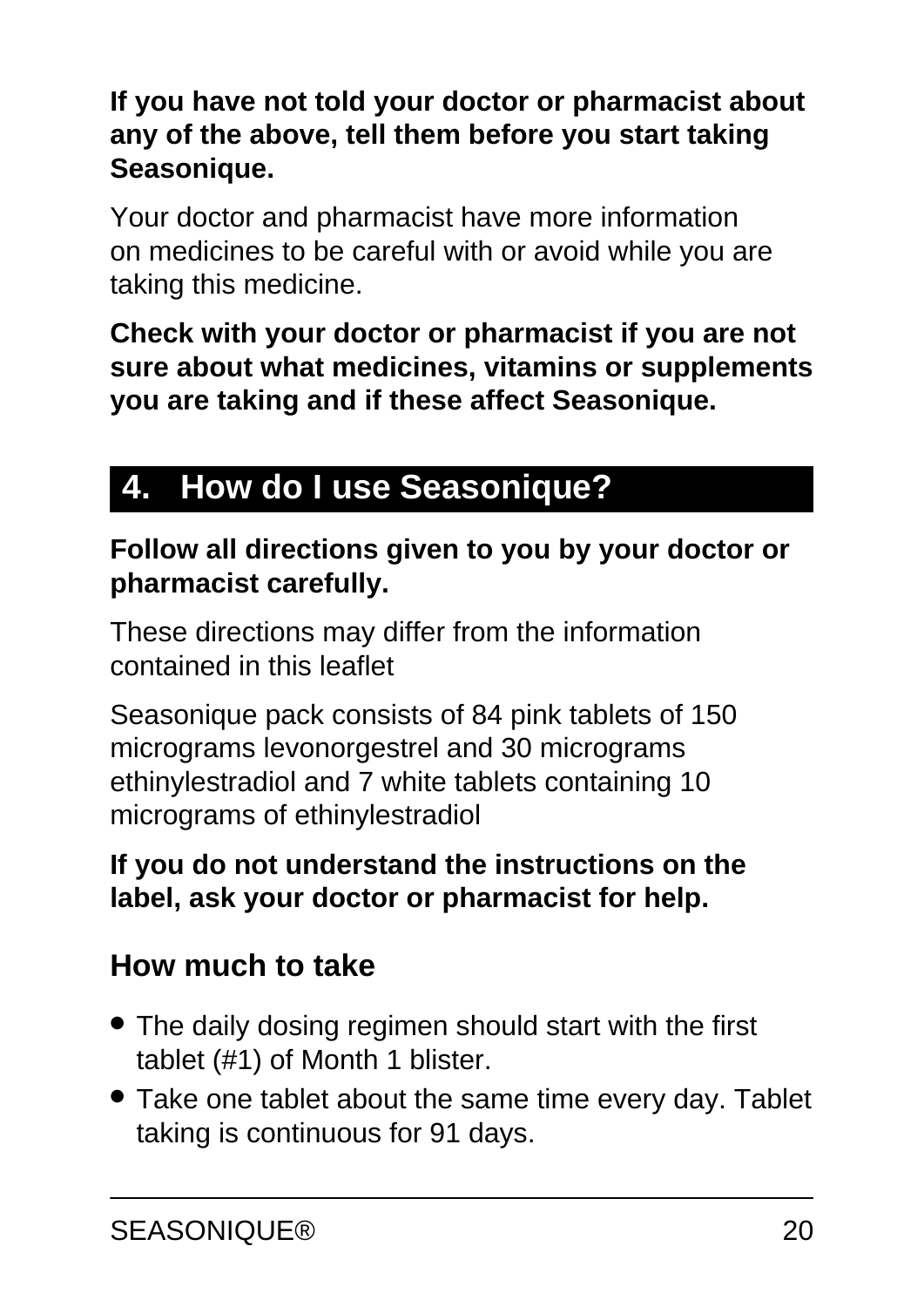**If you have not told your doctor or pharmacist about any of the above, tell them before you start taking Seasonique.**

Your doctor and pharmacist have more information on medicines to be careful with or avoid while you are taking this medicine.

**Check with your doctor or pharmacist if you are not sure about what medicines, vitamins or supplements you are taking and if these affect Seasonique.**

## 4. How do I use Seasonique?

**Follow all directions given to you by your doctor or pharmacist carefully.**

These directions may differ from the information contained in this leaflet

Seasonique pack consists of 84 pink tablets of 150 micrograms levonorgestrel and 30 micrograms ethinylestradiol and 7 white tablets containing 10 micrograms of ethinylestradiol

**If you do not understand the instructions on the label, ask your doctor or pharmacist for help.**

### How much to take

- The daily dosing regimen should start with the first tablet (#1) of Month 1 blister.
- Take one tablet about the same time every day. Tablet taking is continuous for 91 days.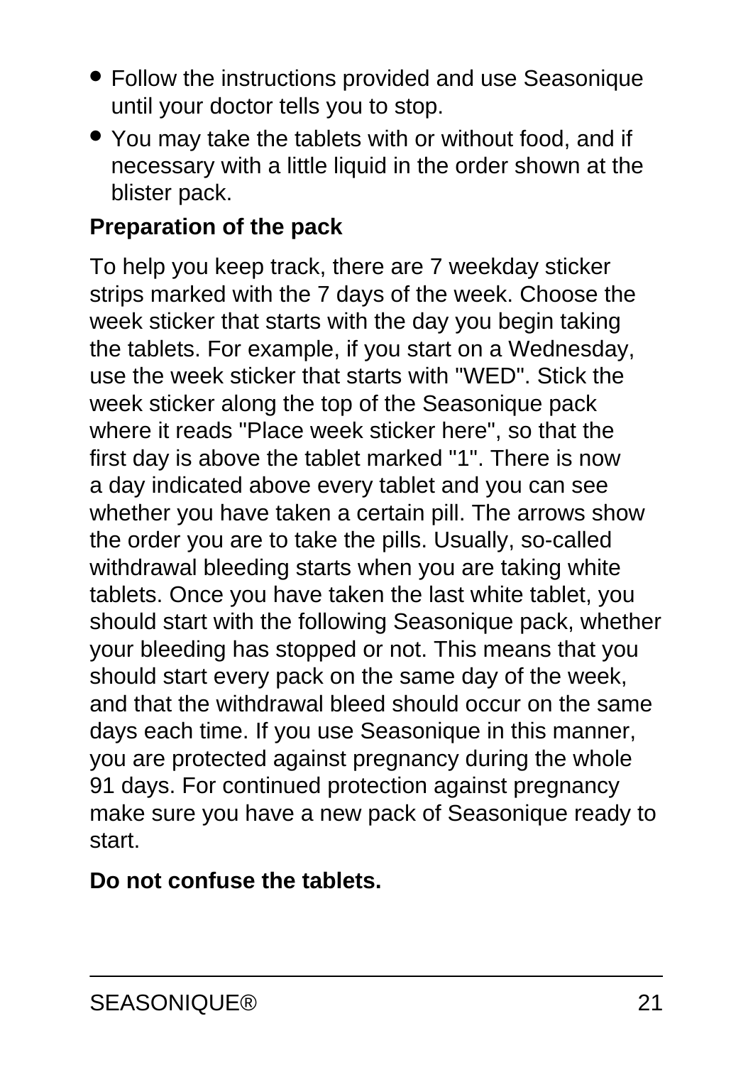- Follow the instructions provided and use Seasonique until your doctor tells you to stop.
- You may take the tablets with or without food, and if necessary with a little liquid in the order shown at the blister pack.

**Preparation of the pack**

To help you keep track, there are 7 weekday sticker strips marked with the 7 days of the week. Choose the week sticker that starts with the day you begin taking the tablets. For example, if you start on a Wednesday, use the week sticker that starts with "WED". Stick the week sticker along the top of the Seasonique pack where it reads "Place week sticker here", so that the first day is above the tablet marked "1". There is now a day indicated above every tablet and you can see whether you have taken a certain pill. The arrows show the order you are to take the pills. Usually, so-called withdrawal bleeding starts when you are taking white tablets. Once you have taken the last white tablet, you should start with the following Seasonique pack, whether your bleeding has stopped or not. This means that you should start every pack on the same day of the week, and that the withdrawal bleed should occur on the same days each time. If you use Seasonique in this manner, you are protected against pregnancy during the whole 91 days. For continued protection against pregnancy make sure you have a new pack of Seasonique ready to start.

**Do not confuse the tablets.**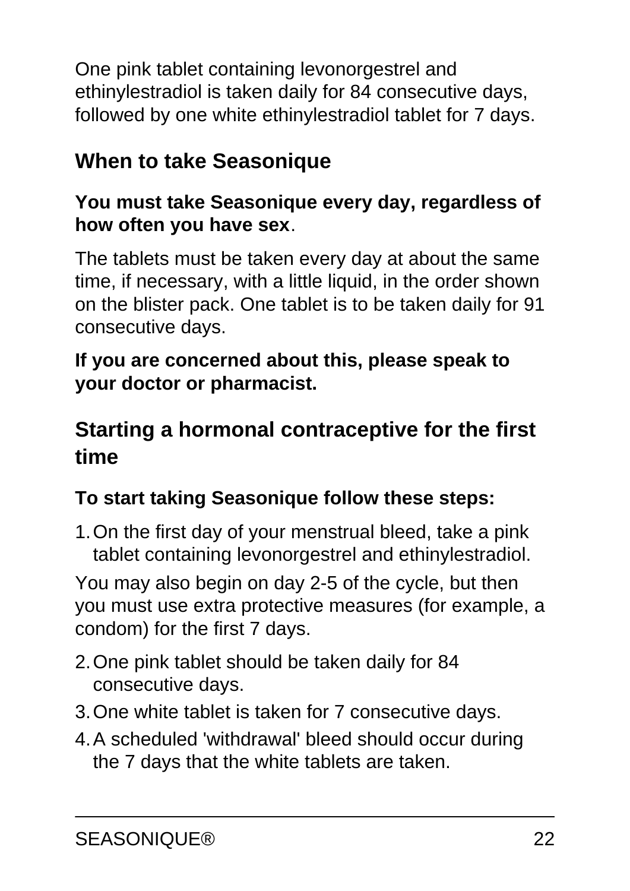One pink tablet containing levonorgestrel and ethinylestradiol is taken daily for 84 consecutive days, followed by one white ethinylestradiol tablet for 7 days.

## When to take Seasonique

**You must take Seasonique every day, regardless of how often you have sex**.

The tablets must be taken every day at about the same time, if necessary, with a little liquid, in the order shown on the blister pack. One tablet is to be taken daily for 91 consecutive days.

**If you are concerned about this, please speak to your doctor or pharmacist.**

## Starting a hormonal contraceptive for the first time

**To start taking Seasonique follow these steps:**

1. On the first day of your menstrual bleed, take a pink tablet containing levonorgestrel and ethinylestradiol.

You may also begin on day 2-5 of the cycle, but then you must use extra protective measures (for example, a condom) for the first 7 days.

2. One pink tablet should be taken daily for 84 consecutive days.
3. One white tablet is taken for 7 consecutive days.
4. A scheduled 'withdrawal' bleed should occur during the 7 days that the white tablets are taken.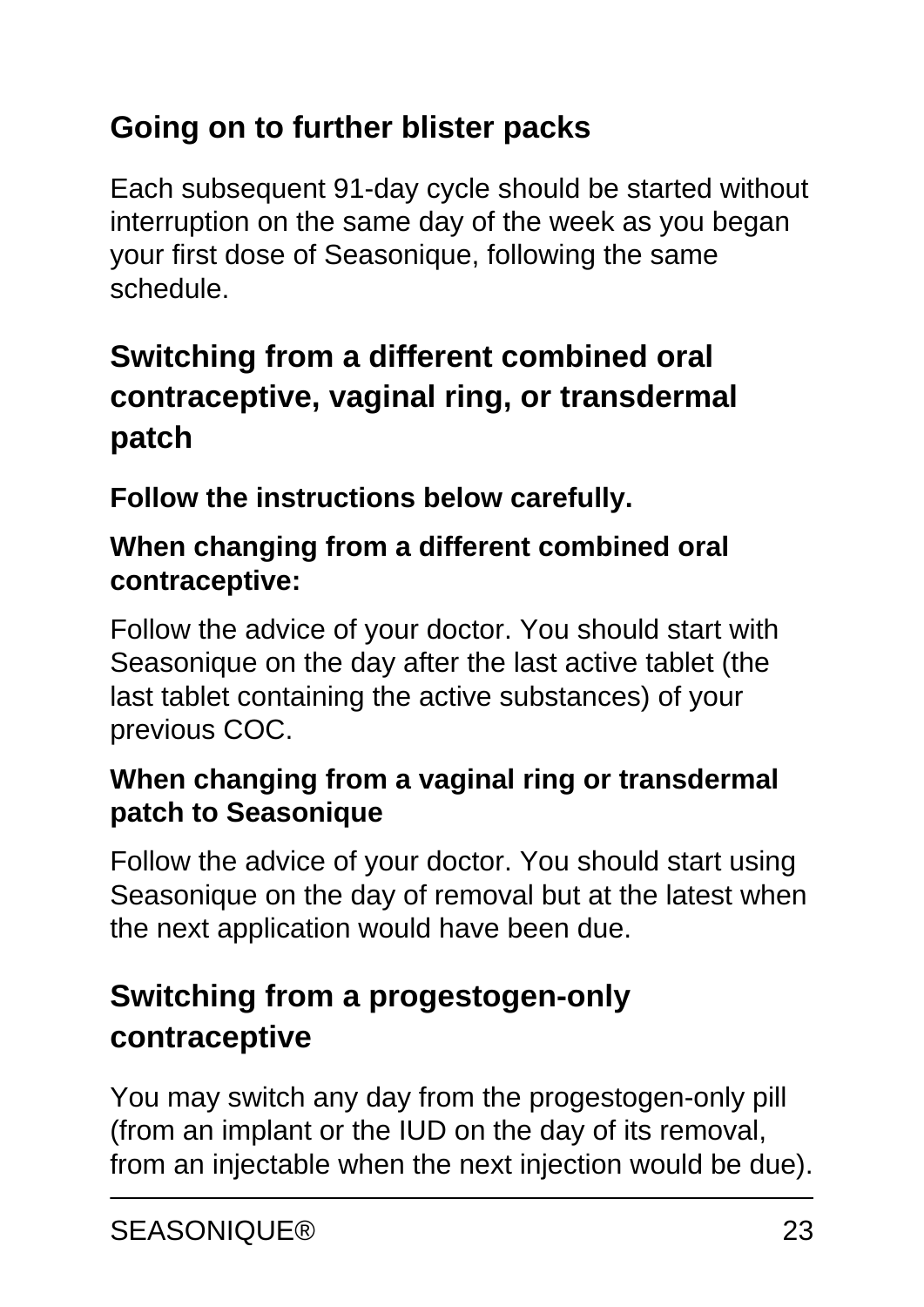## Going on to further blister packs

Each subsequent 91-day cycle should be started without interruption on the same day of the week as you began your first dose of Seasonique, following the same schedule.

## Switching from a different combined oral contraceptive, vaginal ring, or transdermal patch

**Follow the instructions below carefully.**

**When changing from a different combined oral contraceptive:**

Follow the advice of your doctor. You should start with Seasonique on the day after the last active tablet (the last tablet containing the active substances) of your previous COC.

**When changing from a vaginal ring or transdermal patch to Seasonique**

Follow the advice of your doctor. You should start using Seasonique on the day of removal but at the latest when the next application would have been due.

## Switching from a progestogen-only contraceptive

You may switch any day from the progestogen-only pill (from an implant or the IUD on the day of its removal, from an injectable when the next injection would be due).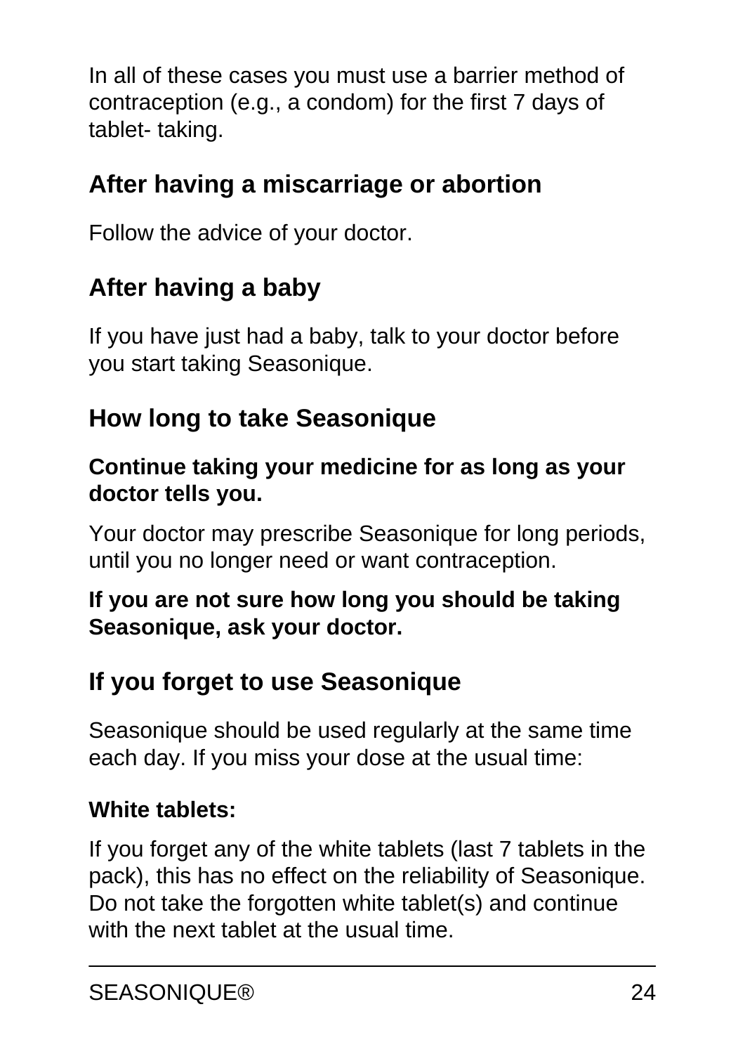In all of these cases you must use a barrier method of contraception (e.g., a condom) for the first 7 days of tablet- taking.

### After having a miscarriage or abortion

Follow the advice of your doctor.

### After having a baby

If you have just had a baby, talk to your doctor before you start taking Seasonique.

### How long to take Seasonique

**Continue taking your medicine for as long as your doctor tells you.**

Your doctor may prescribe Seasonique for long periods, until you no longer need or want contraception.

**If you are not sure how long you should be taking Seasonique, ask your doctor.**

### If you forget to use Seasonique

Seasonique should be used regularly at the same time each day. If you miss your dose at the usual time:

**White tablets:**

If you forget any of the white tablets (last 7 tablets in the pack), this has no effect on the reliability of Seasonique. Do not take the forgotten white tablet(s) and continue with the next tablet at the usual time.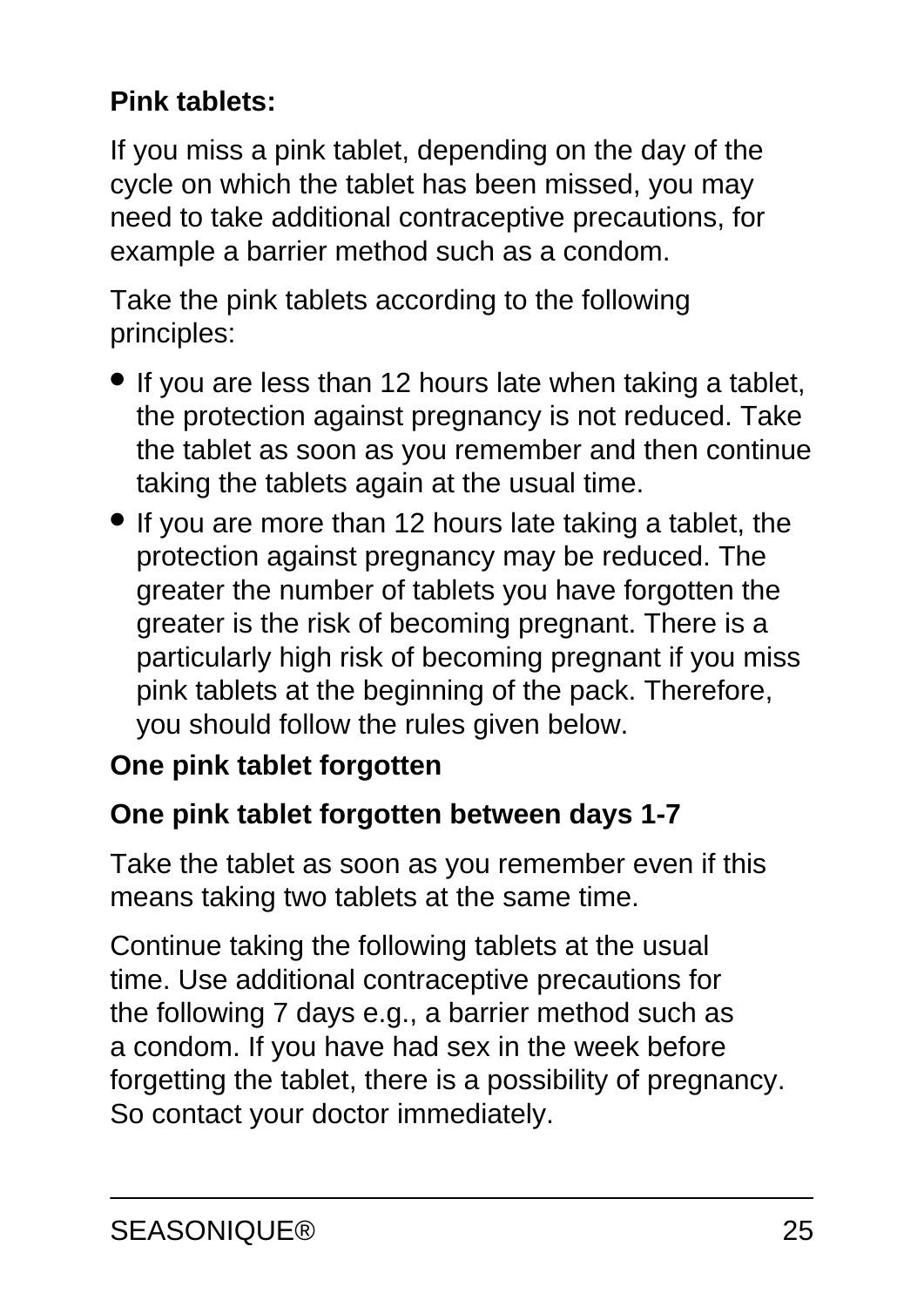**Pink tablets:**

If you miss a pink tablet, depending on the day of the cycle on which the tablet has been missed, you may need to take additional contraceptive precautions, for example a barrier method such as a condom.

Take the pink tablets according to the following principles:

- If you are less than 12 hours late when taking a tablet, the protection against pregnancy is not reduced. Take the tablet as soon as you remember and then continue taking the tablets again at the usual time.
- If you are more than 12 hours late taking a tablet, the protection against pregnancy may be reduced. The greater the number of tablets you have forgotten the greater is the risk of becoming pregnant. There is a particularly high risk of becoming pregnant if you miss pink tablets at the beginning of the pack. Therefore, you should follow the rules given below.

**One pink tablet forgotten**

**One pink tablet forgotten between days 1-7**

Take the tablet as soon as you remember even if this means taking two tablets at the same time.

Continue taking the following tablets at the usual time. Use additional contraceptive precautions for the following 7 days e.g., a barrier method such as a condom. If you have had sex in the week before forgetting the tablet, there is a possibility of pregnancy. So contact your doctor immediately.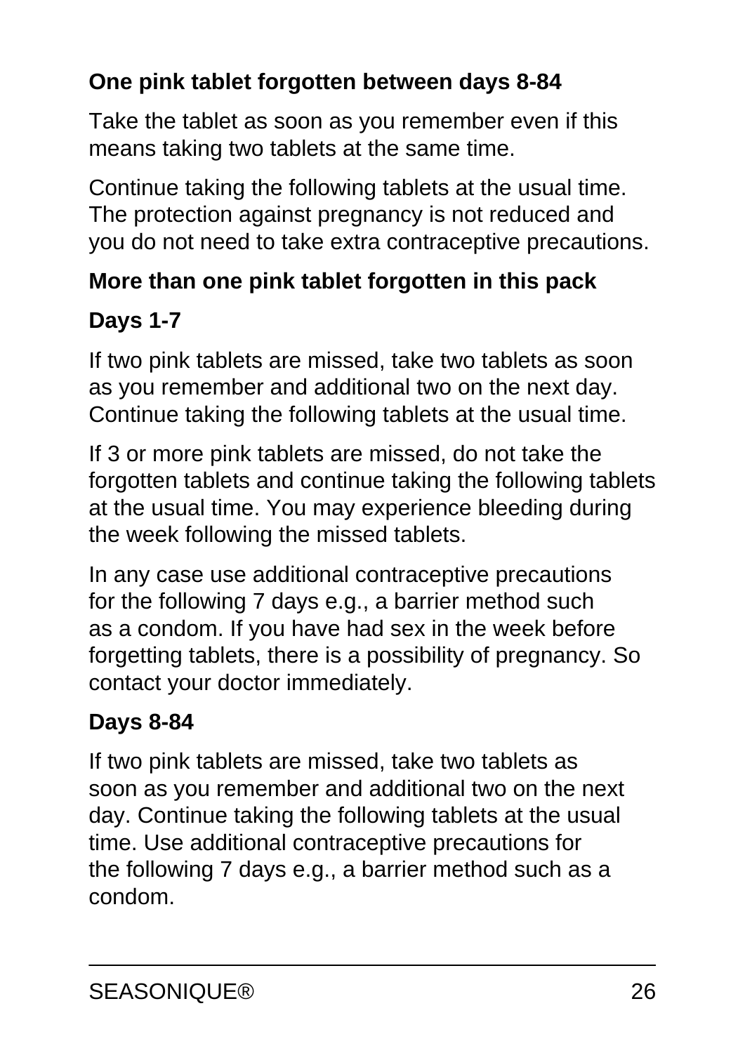**One pink tablet forgotten between days 8-84**

Take the tablet as soon as you remember even if this means taking two tablets at the same time.

Continue taking the following tablets at the usual time. The protection against pregnancy is not reduced and you do not need to take extra contraceptive precautions.

**More than one pink tablet forgotten in this pack**

**Days 1-7**

If two pink tablets are missed, take two tablets as soon as you remember and additional two on the next day. Continue taking the following tablets at the usual time.

If 3 or more pink tablets are missed, do not take the forgotten tablets and continue taking the following tablets at the usual time. You may experience bleeding during the week following the missed tablets.

In any case use additional contraceptive precautions for the following 7 days e.g., a barrier method such as a condom. If you have had sex in the week before forgetting tablets, there is a possibility of pregnancy. So contact your doctor immediately.

**Days 8-84**

If two pink tablets are missed, take two tablets as soon as you remember and additional two on the next day. Continue taking the following tablets at the usual time. Use additional contraceptive precautions for the following 7 days e.g., a barrier method such as a condom.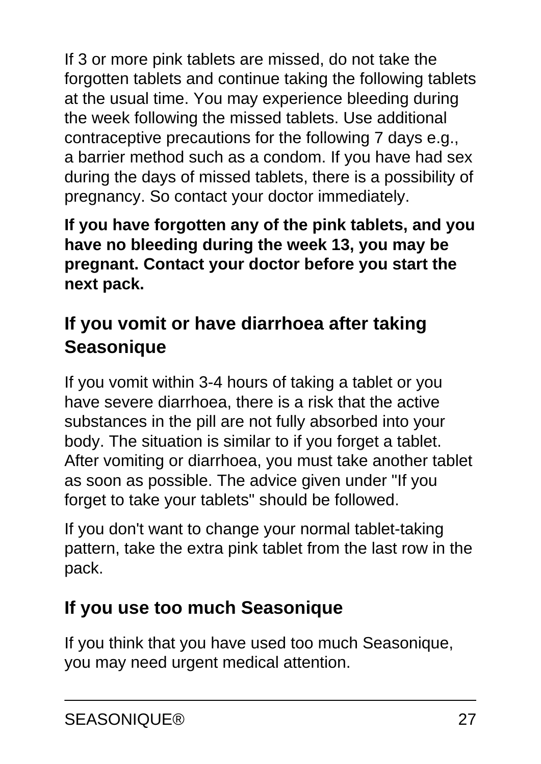If 3 or more pink tablets are missed, do not take the forgotten tablets and continue taking the following tablets at the usual time. You may experience bleeding during the week following the missed tablets. Use additional contraceptive precautions for the following 7 days e.g., a barrier method such as a condom. If you have had sex during the days of missed tablets, there is a possibility of pregnancy. So contact your doctor immediately.

**If you have forgotten any of the pink tablets, and you have no bleeding during the week 13, you may be pregnant. Contact your doctor before you start the next pack.**

## If you vomit or have diarrhoea after taking Seasonique

If you vomit within 3-4 hours of taking a tablet or you have severe diarrhoea, there is a risk that the active substances in the pill are not fully absorbed into your body. The situation is similar to if you forget a tablet. After vomiting or diarrhoea, you must take another tablet as soon as possible. The advice given under "If you forget to take your tablets" should be followed.

If you don't want to change your normal tablet-taking pattern, take the extra pink tablet from the last row in the pack.

## If you use too much Seasonique

If you think that you have used too much Seasonique, you may need urgent medical attention.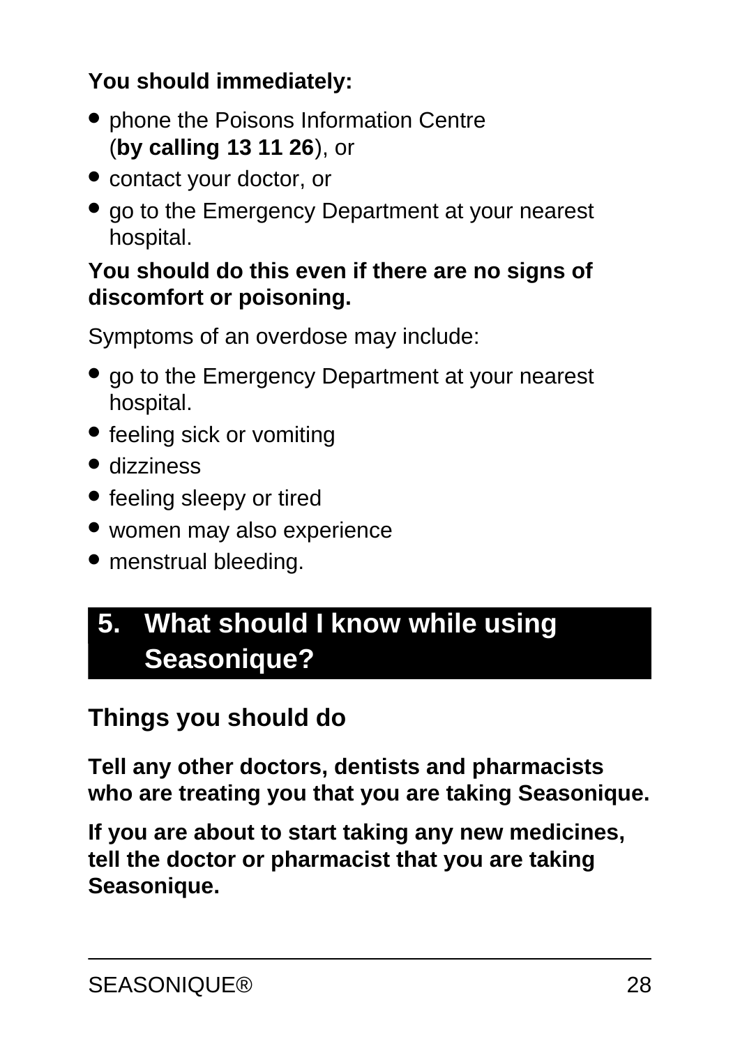**You should immediately:**

- phone the Poisons Information Centre (**by calling 13 11 26**), or
- contact your doctor, or
- go to the Emergency Department at your nearest hospital.

**You should do this even if there are no signs of discomfort or poisoning.**

Symptoms of an overdose may include:

- go to the Emergency Department at your nearest hospital.
- feeling sick or vomiting
- dizziness
- feeling sleepy or tired
- women may also experience
- menstrual bleeding.

# 5. What should I know while using Seasonique?

## Things you should do

**Tell any other doctors, dentists and pharmacists who are treating you that you are taking Seasonique.**

**If you are about to start taking any new medicines, tell the doctor or pharmacist that you are taking Seasonique.**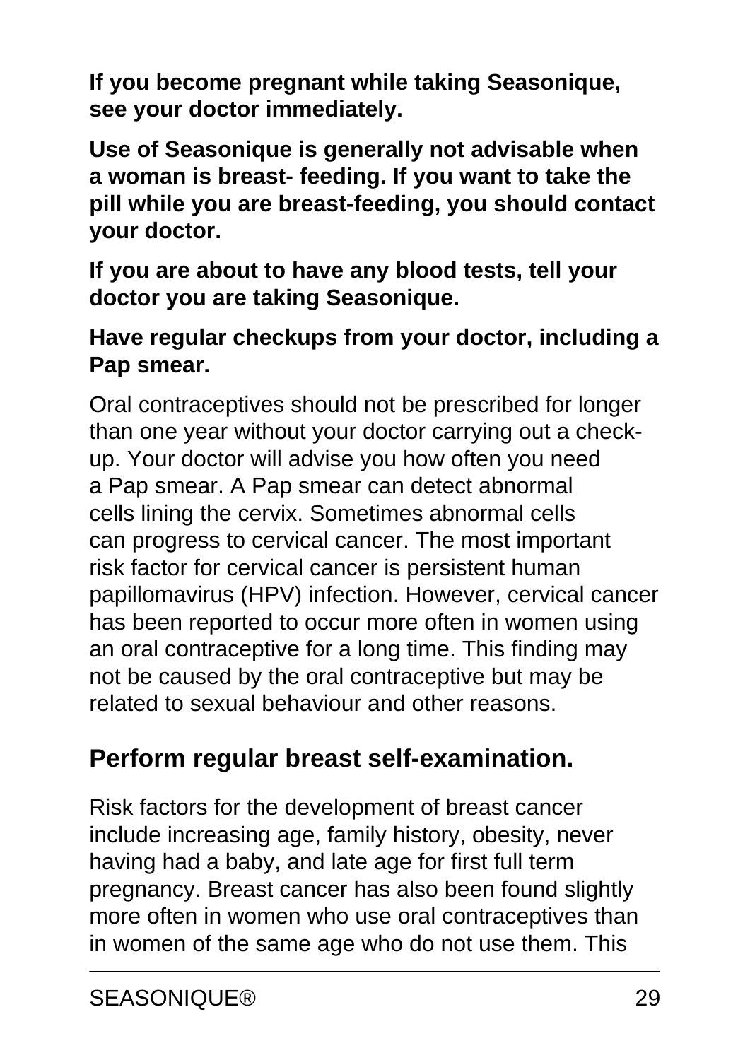**If you become pregnant while taking Seasonique, see your doctor immediately.**

**Use of Seasonique is generally not advisable when a woman is breast- feeding. If you want to take the pill while you are breast-feeding, you should contact your doctor.**

**If you are about to have any blood tests, tell your doctor you are taking Seasonique.**

**Have regular checkups from your doctor, including a Pap smear.**

Oral contraceptives should not be prescribed for longer than one year without your doctor carrying out a check-up. Your doctor will advise you how often you need a Pap smear. A Pap smear can detect abnormal cells lining the cervix. Sometimes abnormal cells can progress to cervical cancer. The most important risk factor for cervical cancer is persistent human papillomavirus (HPV) infection. However, cervical cancer has been reported to occur more often in women using an oral contraceptive for a long time. This finding may not be caused by the oral contraceptive but may be related to sexual behaviour and other reasons.

## Perform regular breast self-examination.

Risk factors for the development of breast cancer include increasing age, family history, obesity, never having had a baby, and late age for first full term pregnancy. Breast cancer has also been found slightly more often in women who use oral contraceptives than in women of the same age who do not use them. This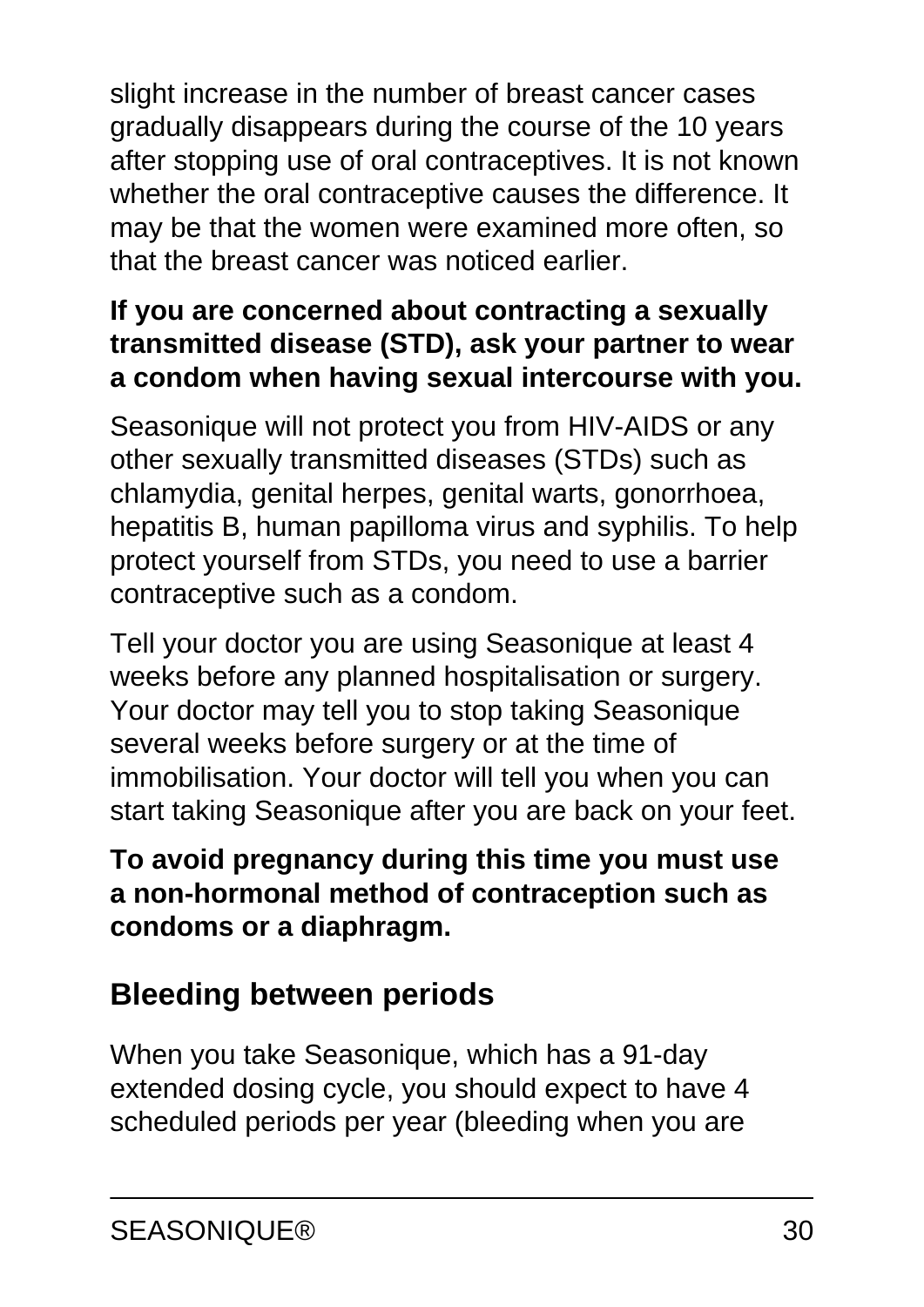slight increase in the number of breast cancer cases gradually disappears during the course of the 10 years after stopping use of oral contraceptives. It is not known whether the oral contraceptive causes the difference. It may be that the women were examined more often, so that the breast cancer was noticed earlier.

**If you are concerned about contracting a sexually transmitted disease (STD), ask your partner to wear a condom when having sexual intercourse with you.**

Seasonique will not protect you from HIV-AIDS or any other sexually transmitted diseases (STDs) such as chlamydia, genital herpes, genital warts, gonorrhoea, hepatitis B, human papilloma virus and syphilis. To help protect yourself from STDs, you need to use a barrier contraceptive such as a condom.

Tell your doctor you are using Seasonique at least 4 weeks before any planned hospitalisation or surgery. Your doctor may tell you to stop taking Seasonique several weeks before surgery or at the time of immobilisation. Your doctor will tell you when you can start taking Seasonique after you are back on your feet.

**To avoid pregnancy during this time you must use a non-hormonal method of contraception such as condoms or a diaphragm.**

## Bleeding between periods

When you take Seasonique, which has a 91-day extended dosing cycle, you should expect to have 4 scheduled periods per year (bleeding when you are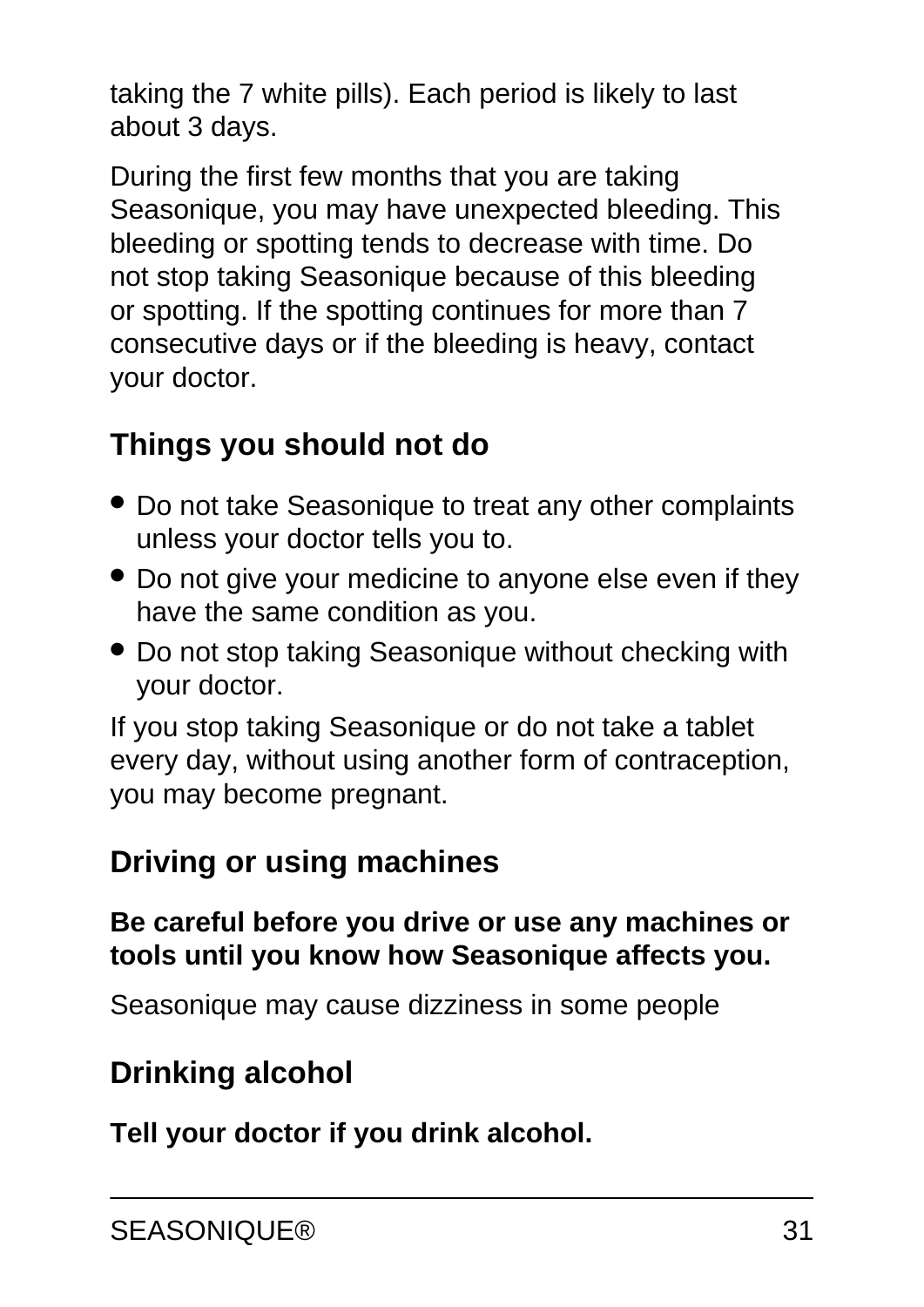taking the 7 white pills). Each period is likely to last about 3 days.

During the first few months that you are taking Seasonique, you may have unexpected bleeding. This bleeding or spotting tends to decrease with time. Do not stop taking Seasonique because of this bleeding or spotting. If the spotting continues for more than 7 consecutive days or if the bleeding is heavy, contact your doctor.

## Things you should not do

- Do not take Seasonique to treat any other complaints unless your doctor tells you to.
- Do not give your medicine to anyone else even if they have the same condition as you.
- Do not stop taking Seasonique without checking with your doctor.

If you stop taking Seasonique or do not take a tablet every day, without using another form of contraception, you may become pregnant.

## Driving or using machines

**Be careful before you drive or use any machines or tools until you know how Seasonique affects you.**

Seasonique may cause dizziness in some people

## Drinking alcohol

**Tell your doctor if you drink alcohol.**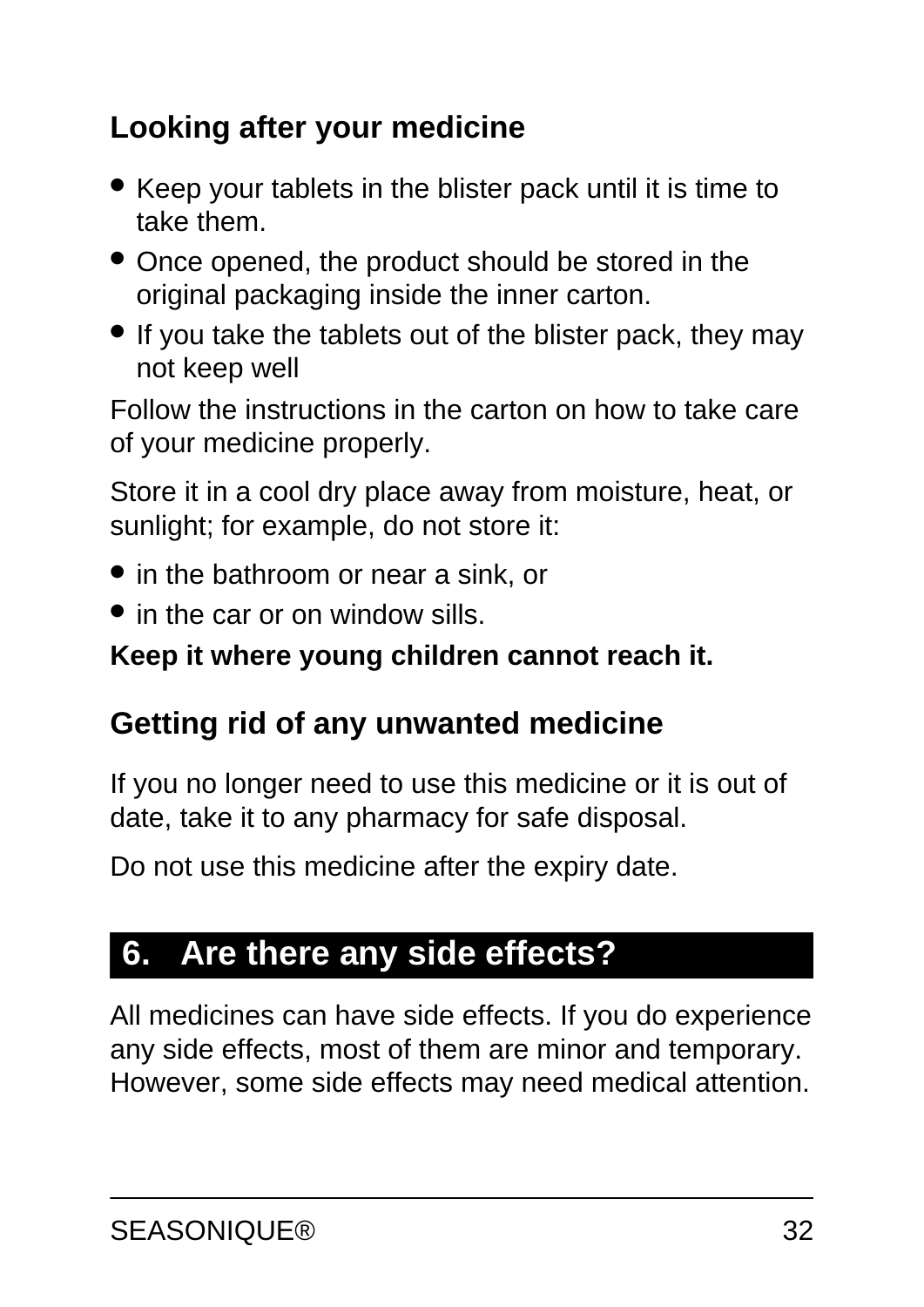### Looking after your medicine

- Keep your tablets in the blister pack until it is time to take them.
- Once opened, the product should be stored in the original packaging inside the inner carton.
- If you take the tablets out of the blister pack, they may not keep well

Follow the instructions in the carton on how to take care of your medicine properly.

Store it in a cool dry place away from moisture, heat, or sunlight; for example, do not store it:

- in the bathroom or near a sink, or
- in the car or on window sills.

**Keep it where young children cannot reach it.**

### Getting rid of any unwanted medicine

If you no longer need to use this medicine or it is out of date, take it to any pharmacy for safe disposal.

Do not use this medicine after the expiry date.

## 6. Are there any side effects?

All medicines can have side effects. If you do experience any side effects, most of them are minor and temporary. However, some side effects may need medical attention.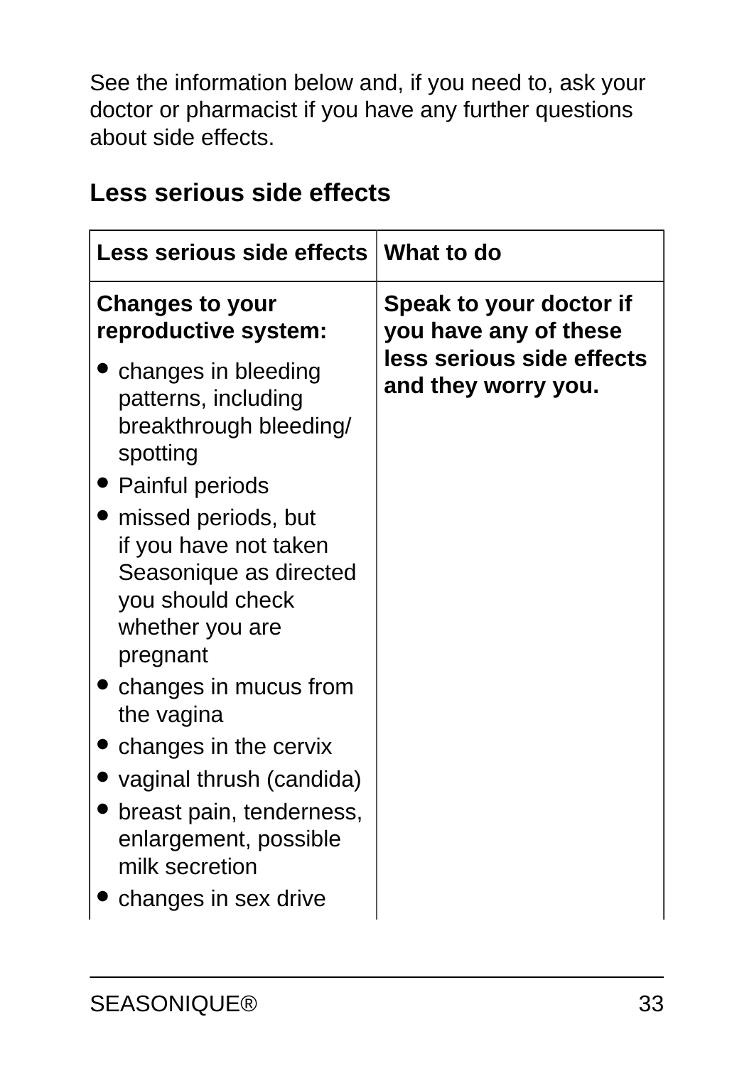See the information below and, if you need to, ask your doctor or pharmacist if you have any further questions about side effects.

## Less serious side effects

| Less serious side effects | What to do |
|---|---|
| **Changes to your reproductive system:**<br>• changes in bleeding patterns, including breakthrough bleeding/ spotting<br>• Painful periods<br>• missed periods, but if you have not taken Seasonique as directed you should check whether you are pregnant<br>• changes in mucus from the vagina<br>• changes in the cervix<br>• vaginal thrush (candida)<br>• breast pain, tenderness, enlargement, possible milk secretion<br>• changes in sex drive | **Speak to your doctor if you have any of these less serious side effects and they worry you.** |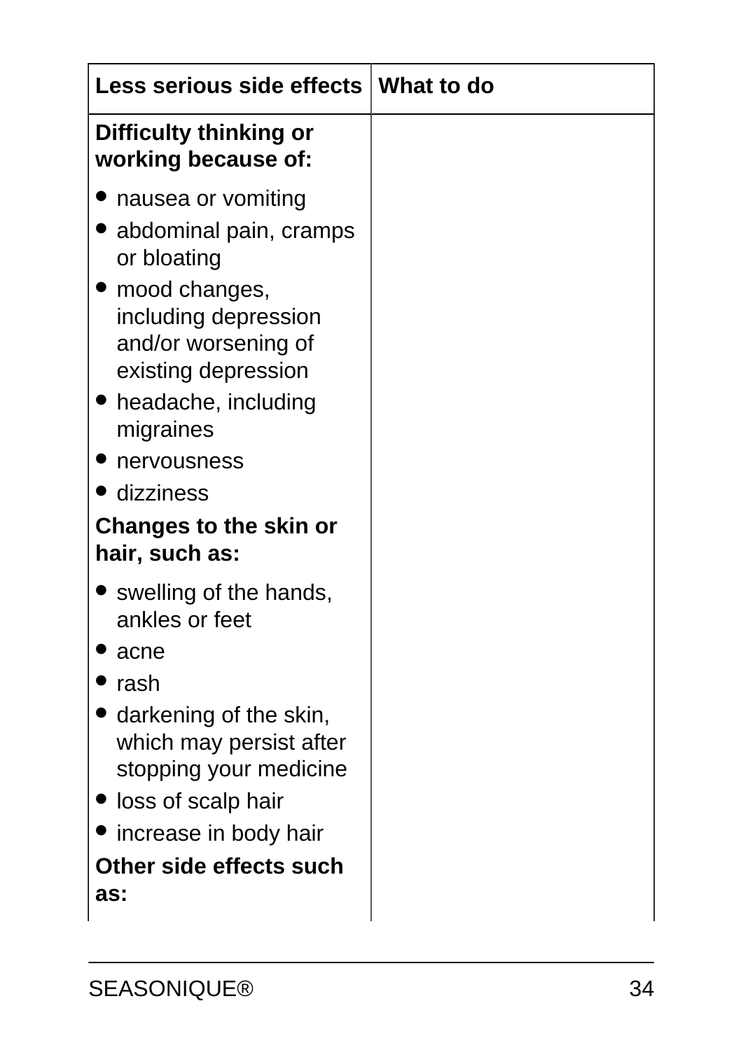| Less serious side effects | What to do |
| --- | --- |
| **Difficulty thinking or working because of:**<br>• nausea or vomiting<br>• abdominal pain, cramps or bloating<br>• mood changes, including depression and/or worsening of existing depression<br>• headache, including migraines<br>• nervousness<br>• dizziness<br>**Changes to the skin or hair, such as:**<br>• swelling of the hands, ankles or feet<br>• acne<br>• rash<br>• darkening of the skin, which may persist after stopping your medicine<br>• loss of scalp hair<br>• increase in body hair<br>**Other side effects such as:** | |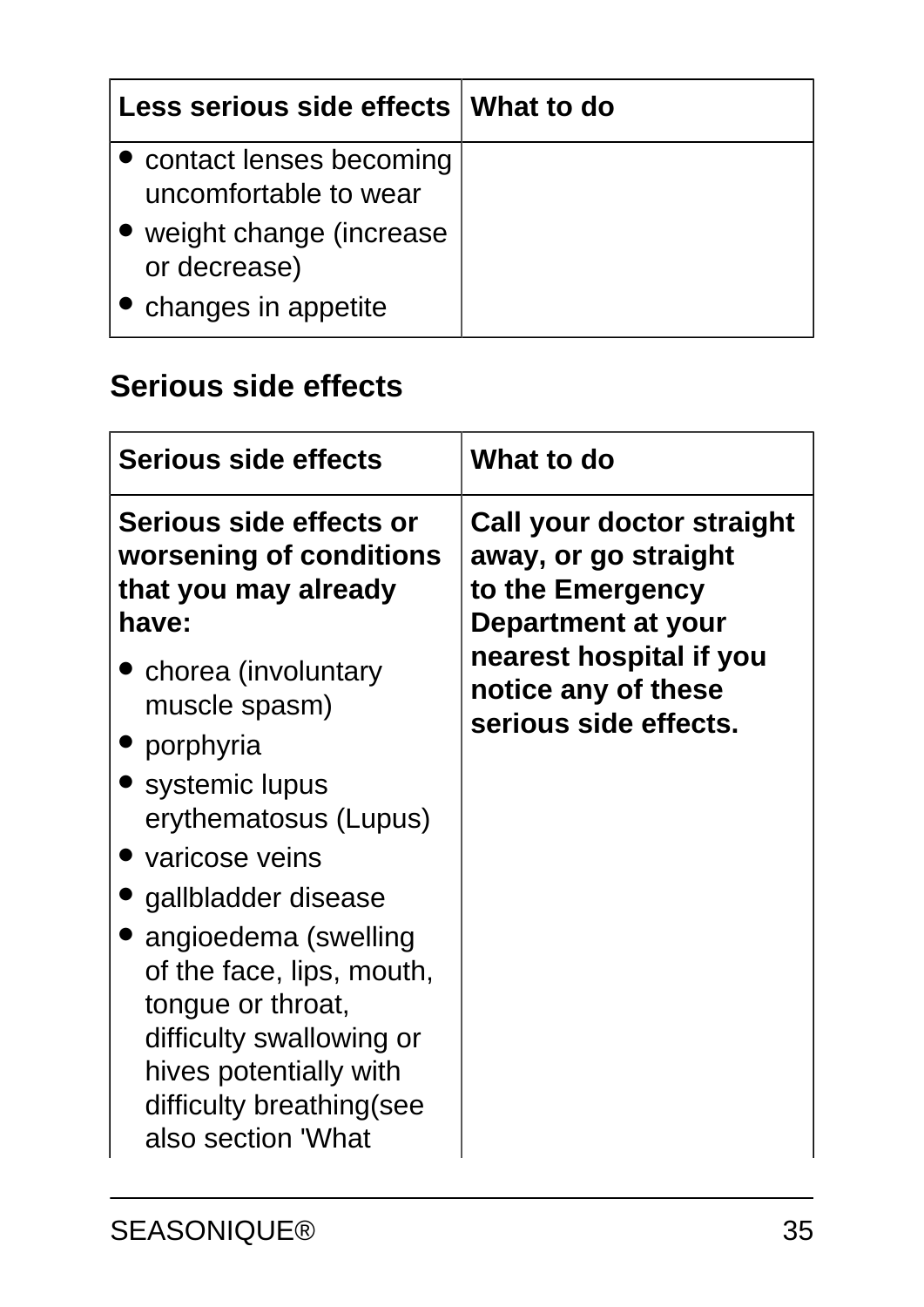| Less serious side effects | What to do |
| --- | --- |
| • contact lenses becoming uncomfortable to wear<br>• weight change (increase or decrease)<br>• changes in appetite | |

## Serious side effects

| Serious side effects | What to do |
| --- | --- |
| **Serious side effects or worsening of conditions that you may already have:**<br>• chorea (involuntary muscle spasm)<br>• porphyria<br>• systemic lupus erythematosus (Lupus)<br>• varicose veins<br>• gallbladder disease<br>• angioedema (swelling of the face, lips, mouth, tongue or throat, difficulty swallowing or hives potentially with difficulty breathing(see also section 'What | **Call your doctor straight away, or go straight to the Emergency Department at your nearest hospital if you notice any of these serious side effects.** |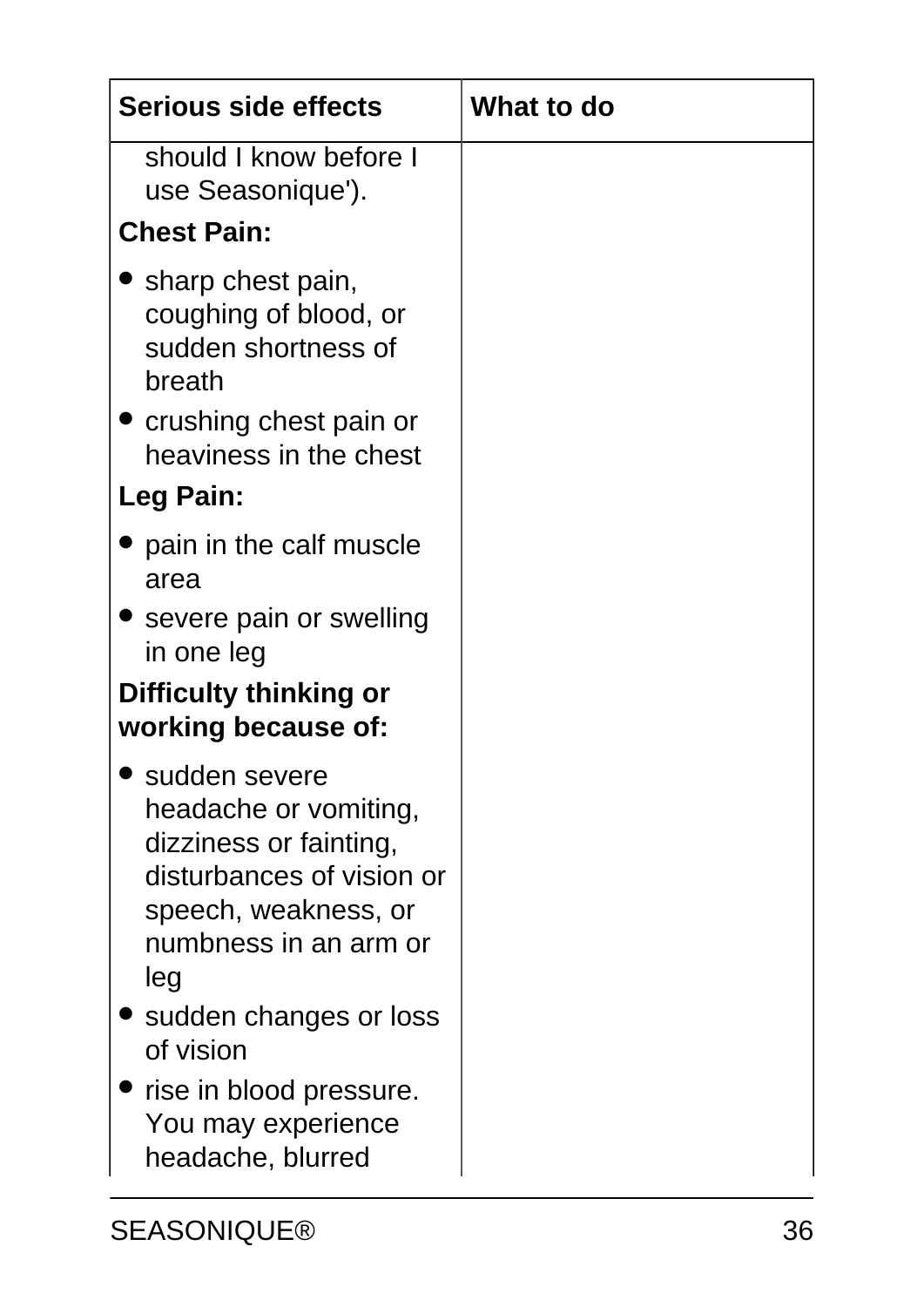| Serious side effects | What to do |
| --- | --- |
| should I know before I use Seasonique').<br>**Chest Pain:**<br>• sharp chest pain, coughing of blood, or sudden shortness of breath<br>• crushing chest pain or heaviness in the chest<br>**Leg Pain:**<br>• pain in the calf muscle area<br>• severe pain or swelling in one leg<br>**Difficulty thinking or working because of:**<br>• sudden severe headache or vomiting, dizziness or fainting, disturbances of vision or speech, weakness, or numbness in an arm or leg<br>• sudden changes or loss of vision<br>• rise in blood pressure. You may experience headache, blurred | |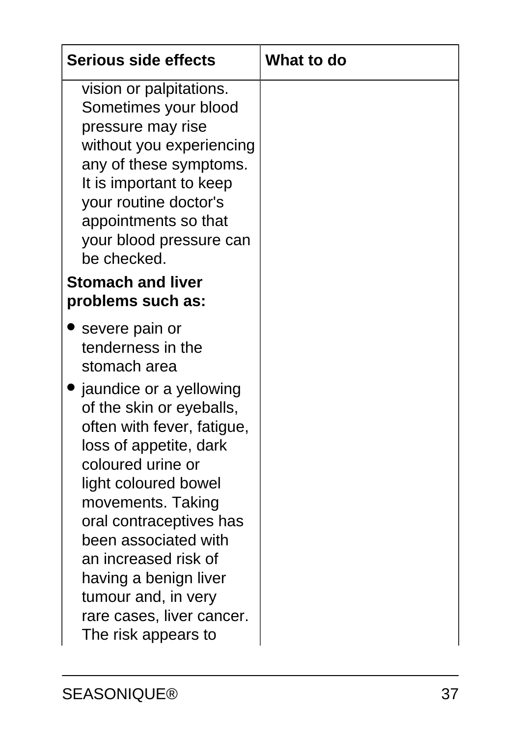| Serious side effects | What to do |
| --- | --- |
| vision or palpitations. Sometimes your blood pressure may rise without you experiencing any of these symptoms. It is important to keep your routine doctor's appointments so that your blood pressure can be checked.<br>**Stomach and liver problems such as:**<br>• severe pain or tenderness in the stomach area<br>• jaundice or a yellowing of the skin or eyeballs, often with fever, fatigue, loss of appetite, dark coloured urine or light coloured bowel movements. Taking oral contraceptives has been associated with an increased risk of having a benign liver tumour and, in very rare cases, liver cancer. The risk appears to | |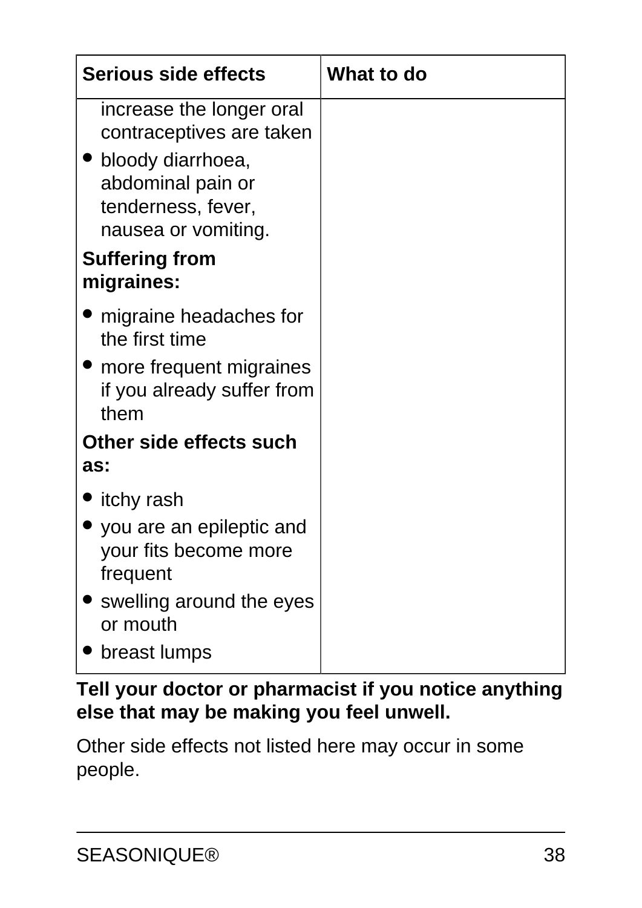| Serious side effects | What to do |
| --- | --- |
| increase the longer oral contraceptives are taken<br>• bloody diarrhoea, abdominal pain or tenderness, fever, nausea or vomiting.<br>**Suffering from migraines:**<br>• migraine headaches for the first time<br>• more frequent migraines if you already suffer from them<br>**Other side effects such as:**<br>• itchy rash<br>• you are an epileptic and your fits become more frequent<br>• swelling around the eyes or mouth<br>• breast lumps | |

**Tell your doctor or pharmacist if you notice anything else that may be making you feel unwell.**

Other side effects not listed here may occur in some people.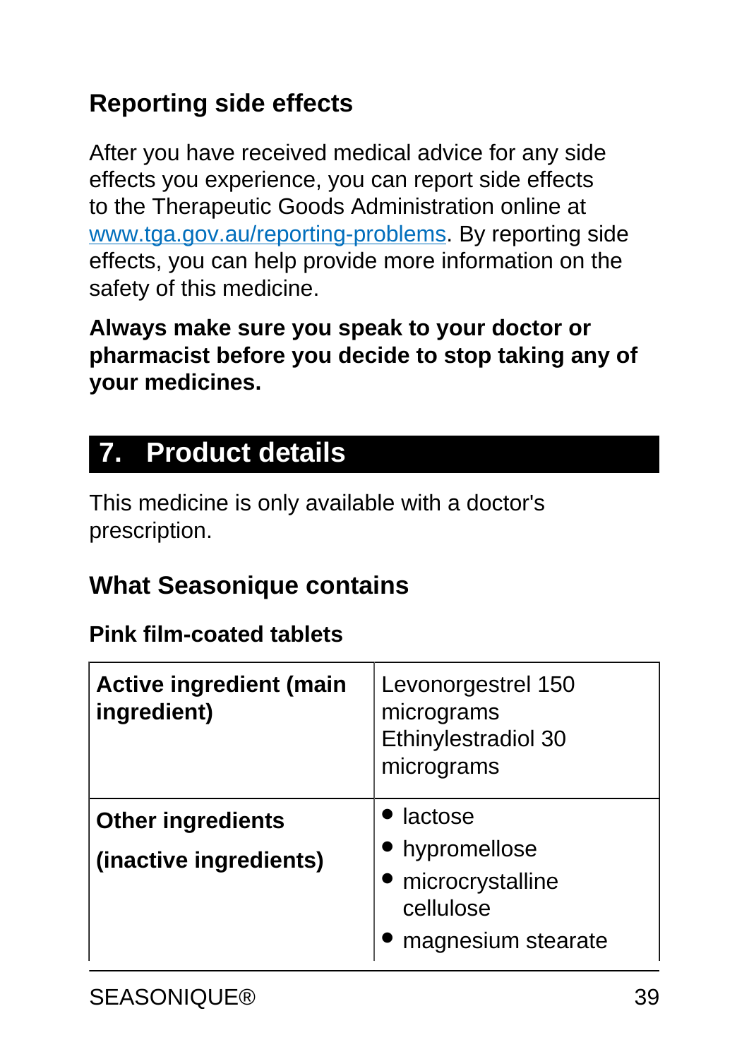### Reporting side effects

After you have received medical advice for any side effects you experience, you can report side effects to the Therapeutic Goods Administration online at [www.tga.gov.au/reporting-problems](http://www.tga.gov.au/reporting-problems). By reporting side effects, you can help provide more information on the safety of this medicine.

**Always make sure you speak to your doctor or pharmacist before you decide to stop taking any of your medicines.**

## 7. Product details

This medicine is only available with a doctor's prescription.

### What Seasonique contains

**Pink film-coated tablets**

| **Active ingredient (main ingredient)** | Levonorgestrel 150 micrograms<br>Ethinylestradiol 30 micrograms |
|---|---|
| **Other ingredients**<br><br>**(inactive ingredients)** | • lactose<br>• hypromellose<br>• microcrystalline cellulose<br>• magnesium stearate |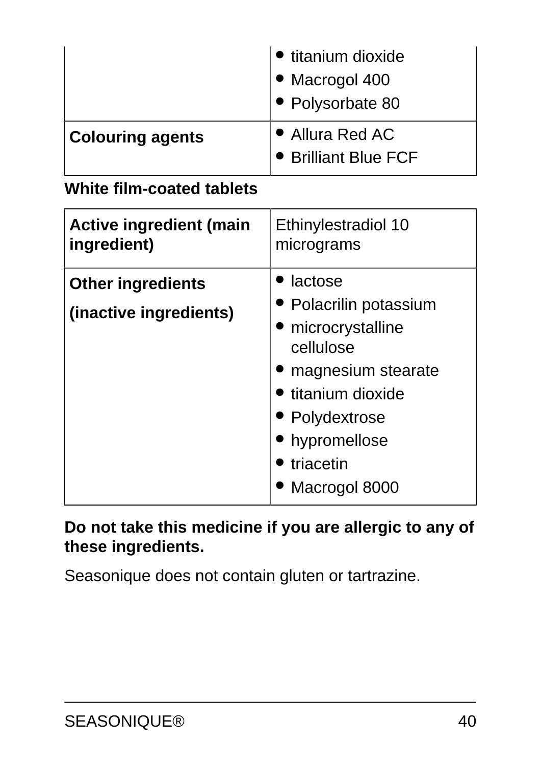| | |
|---|---|
| | • titanium dioxide<br>• Macrogol 400<br>• Polysorbate 80 |
| **Colouring agents** | • Allura Red AC<br>• Brilliant Blue FCF |

**White film-coated tablets**

| | |
|---|---|
| **Active ingredient (main ingredient)** | Ethinylestradiol 10 micrograms |
| **Other ingredients**<br>**(inactive ingredients)** | • lactose<br>• Polacrilin potassium<br>• microcrystalline cellulose<br>• magnesium stearate<br>• titanium dioxide<br>• Polydextrose<br>• hypromellose<br>• triacetin<br>• Macrogol 8000 |

**Do not take this medicine if you are allergic to any of these ingredients.**

Seasonique does not contain gluten or tartrazine.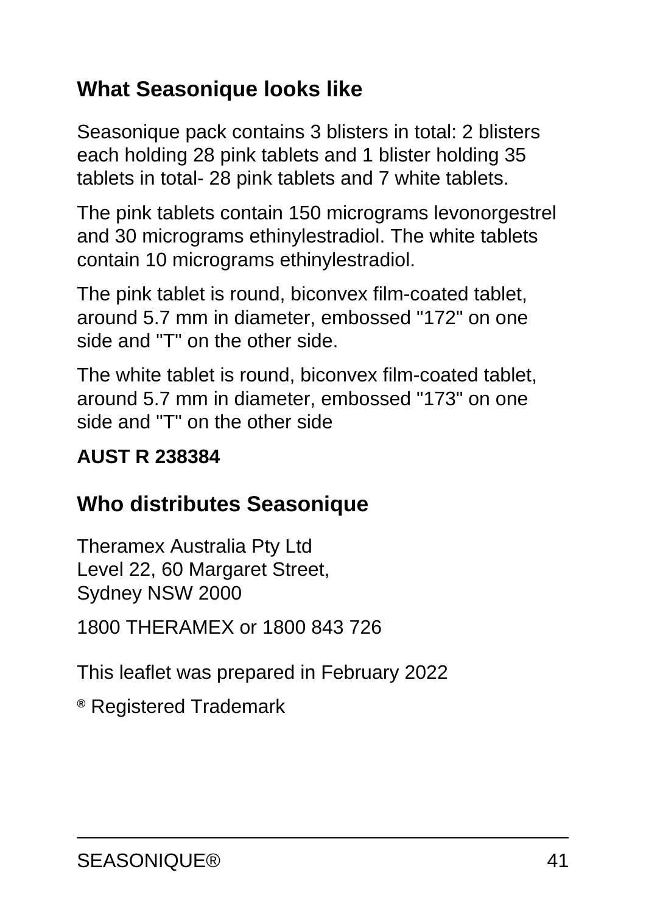## What Seasonique looks like

Seasonique pack contains 3 blisters in total: 2 blisters each holding 28 pink tablets and 1 blister holding 35 tablets in total- 28 pink tablets and 7 white tablets.

The pink tablets contain 150 micrograms levonorgestrel and 30 micrograms ethinylestradiol. The white tablets contain 10 micrograms ethinylestradiol.

The pink tablet is round, biconvex film-coated tablet, around 5.7 mm in diameter, embossed "172" on one side and "T" on the other side.

The white tablet is round, biconvex film-coated tablet, around 5.7 mm in diameter, embossed "173" on one side and "T" on the other side

**AUST R 238384**

## Who distributes Seasonique

Theramex Australia Pty Ltd
Level 22, 60 Margaret Street,
Sydney NSW 2000

1800 THERAMEX or 1800 843 726

This leaflet was prepared in February 2022

® Registered Trademark